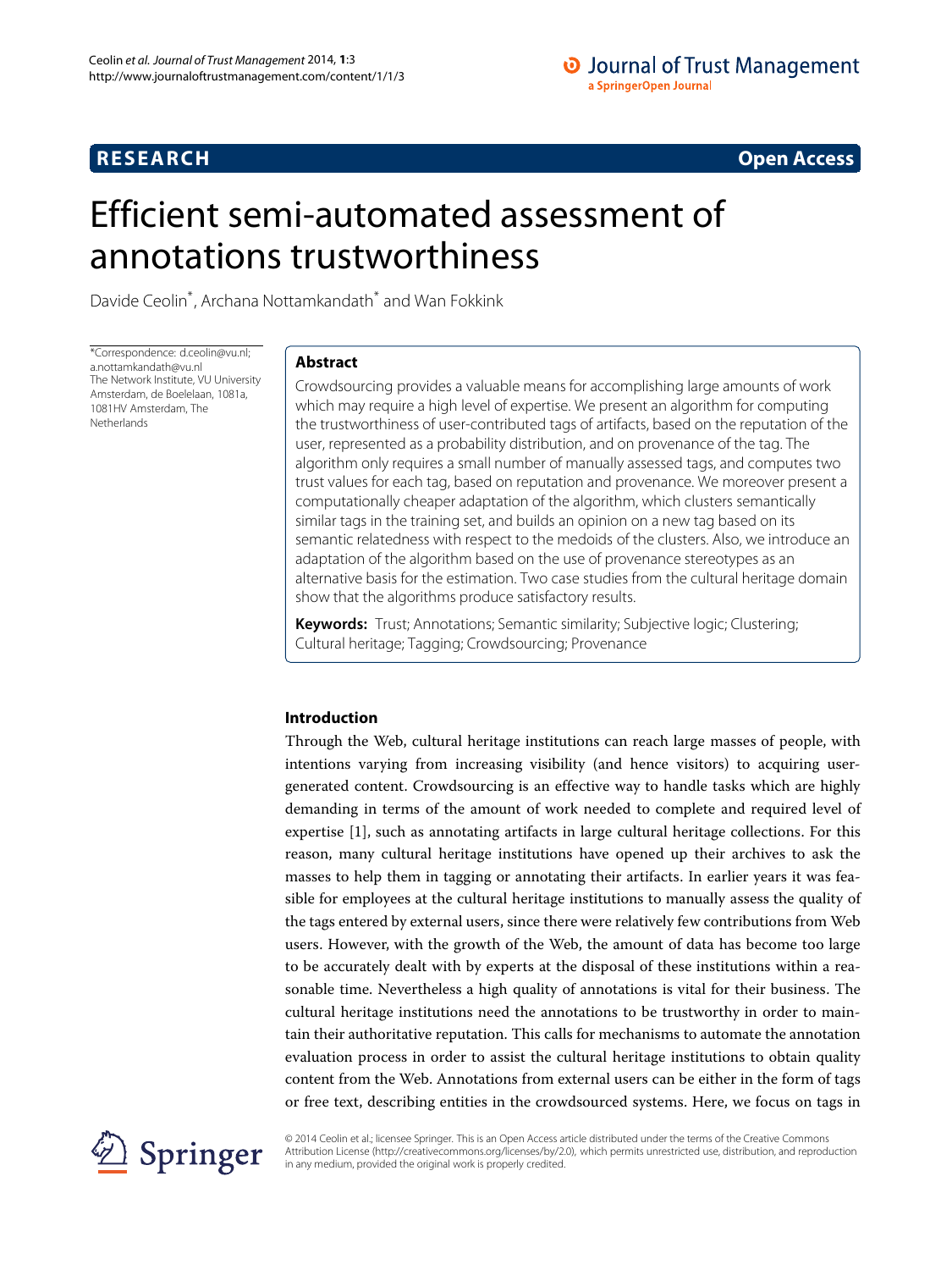**RESEARCH** **Open Access**

# Efficient semi-automated assessment of annotations trustworthiness

Davide Ceolin*, Archana Nottamkandath* and Wan Fokkink

*Correspondence: d.ceolin@vu.nl; a.nottamkandath@vu.nl
The Network Institute, VU University Amsterdam, de Boelelaan, 1081a, 1081HV Amsterdam, The Netherlands

## Abstract

Crowdsourcing provides a valuable means for accomplishing large amounts of work which may require a high level of expertise. We present an algorithm for computing the trustworthiness of user-contributed tags of artifacts, based on the reputation of the user, represented as a probability distribution, and on provenance of the tag. The algorithm only requires a small number of manually assessed tags, and computes two trust values for each tag, based on reputation and provenance. We moreover present a computationally cheaper adaptation of the algorithm, which clusters semantically similar tags in the training set, and builds an opinion on a new tag based on its semantic relatedness with respect to the medoids of the clusters. Also, we introduce an adaptation of the algorithm based on the use of provenance stereotypes as an alternative basis for the estimation. Two case studies from the cultural heritage domain show that the algorithms produce satisfactory results.

**Keywords:** Trust; Annotations; Semantic similarity; Subjective logic; Clustering; Cultural heritage; Tagging; Crowdsourcing; Provenance

## Introduction

Through the Web, cultural heritage institutions can reach large masses of people, with intentions varying from increasing visibility (and hence visitors) to acquiring user-generated content. Crowdsourcing is an effective way to handle tasks which are highly demanding in terms of the amount of work needed to complete and required level of expertise [1], such as annotating artifacts in large cultural heritage collections. For this reason, many cultural heritage institutions have opened up their archives to ask the masses to help them in tagging or annotating their artifacts. In earlier years it was feasible for employees at the cultural heritage institutions to manually assess the quality of the tags entered by external users, since there were relatively few contributions from Web users. However, with the growth of the Web, the amount of data has become too large to be accurately dealt with by experts at the disposal of these institutions within a reasonable time. Nevertheless a high quality of annotations is vital for their business. The cultural heritage institutions need the annotations to be trustworthy in order to maintain their authoritative reputation. This calls for mechanisms to automate the annotation evaluation process in order to assist the cultural heritage institutions to obtain quality content from the Web. Annotations from external users can be either in the form of tags or free text, describing entities in the crowdsourced systems. Here, we focus on tags in

© 2014 Ceolin et al.; licensee Springer. This is an Open Access article distributed under the terms of the Creative Commons Attribution License (http://creativecommons.org/licenses/by/2.0), which permits unrestricted use, distribution, and reproduction in any medium, provided the original work is properly credited.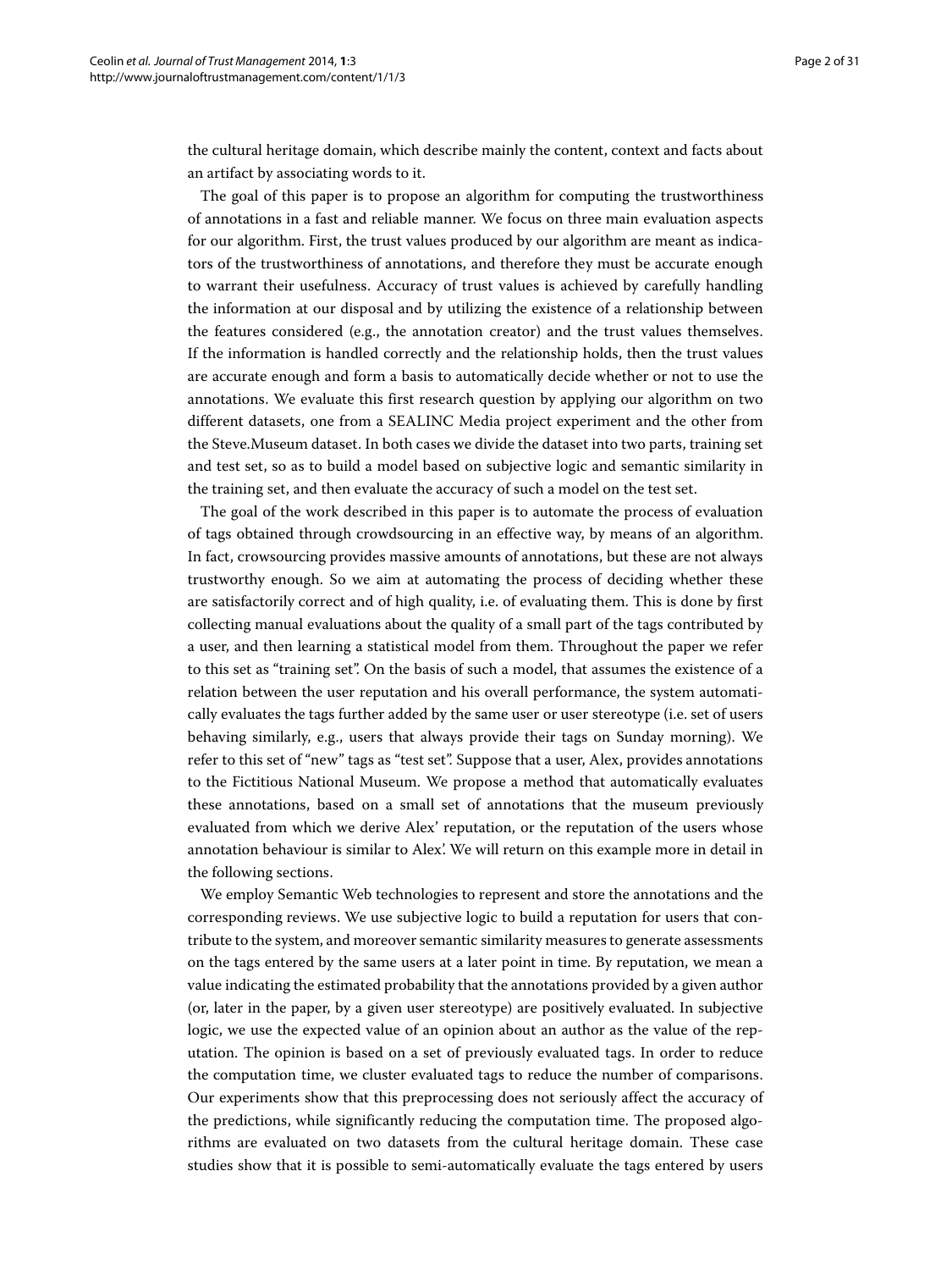the cultural heritage domain, which describe mainly the content, context and facts about an artifact by associating words to it.

The goal of this paper is to propose an algorithm for computing the trustworthiness of annotations in a fast and reliable manner. We focus on three main evaluation aspects for our algorithm. First, the trust values produced by our algorithm are meant as indicators of the trustworthiness of annotations, and therefore they must be accurate enough to warrant their usefulness. Accuracy of trust values is achieved by carefully handling the information at our disposal and by utilizing the existence of a relationship between the features considered (e.g., the annotation creator) and the trust values themselves. If the information is handled correctly and the relationship holds, then the trust values are accurate enough and form a basis to automatically decide whether or not to use the annotations. We evaluate this first research question by applying our algorithm on two different datasets, one from a SEALINC Media project experiment and the other from the Steve.Museum dataset. In both cases we divide the dataset into two parts, training set and test set, so as to build a model based on subjective logic and semantic similarity in the training set, and then evaluate the accuracy of such a model on the test set.

The goal of the work described in this paper is to automate the process of evaluation of tags obtained through crowdsourcing in an effective way, by means of an algorithm. In fact, crowsourcing provides massive amounts of annotations, but these are not always trustworthy enough. So we aim at automating the process of deciding whether these are satisfactorily correct and of high quality, i.e. of evaluating them. This is done by first collecting manual evaluations about the quality of a small part of the tags contributed by a user, and then learning a statistical model from them. Throughout the paper we refer to this set as "training set". On the basis of such a model, that assumes the existence of a relation between the user reputation and his overall performance, the system automatically evaluates the tags further added by the same user or user stereotype (i.e. set of users behaving similarly, e.g., users that always provide their tags on Sunday morning). We refer to this set of "new" tags as "test set". Suppose that a user, Alex, provides annotations to the Fictitious National Museum. We propose a method that automatically evaluates these annotations, based on a small set of annotations that the museum previously evaluated from which we derive Alex' reputation, or the reputation of the users whose annotation behaviour is similar to Alex'. We will return on this example more in detail in the following sections.

We employ Semantic Web technologies to represent and store the annotations and the corresponding reviews. We use subjective logic to build a reputation for users that contribute to the system, and moreover semantic similarity measures to generate assessments on the tags entered by the same users at a later point in time. By reputation, we mean a value indicating the estimated probability that the annotations provided by a given author (or, later in the paper, by a given user stereotype) are positively evaluated. In subjective logic, we use the expected value of an opinion about an author as the value of the reputation. The opinion is based on a set of previously evaluated tags. In order to reduce the computation time, we cluster evaluated tags to reduce the number of comparisons. Our experiments show that this preprocessing does not seriously affect the accuracy of the predictions, while significantly reducing the computation time. The proposed algorithms are evaluated on two datasets from the cultural heritage domain. These case studies show that it is possible to semi-automatically evaluate the tags entered by users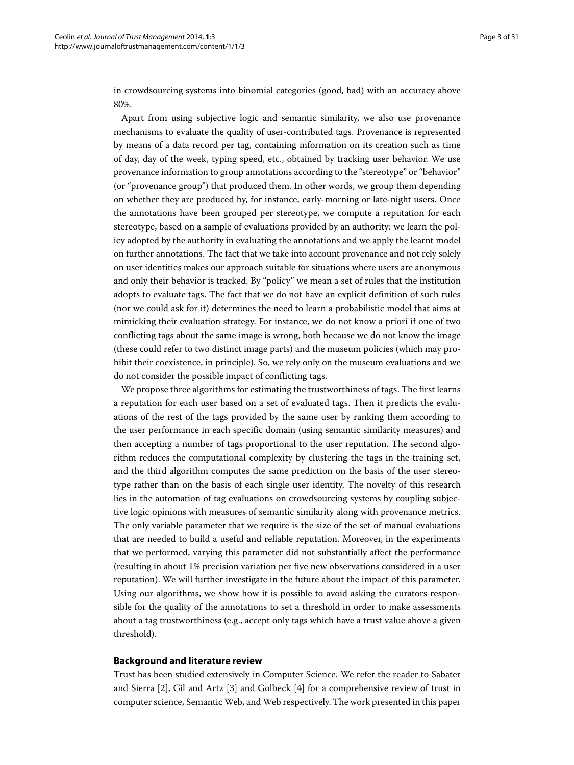in crowdsourcing systems into binomial categories (good, bad) with an accuracy above 80%.

Apart from using subjective logic and semantic similarity, we also use provenance mechanisms to evaluate the quality of user-contributed tags. Provenance is represented by means of a data record per tag, containing information on its creation such as time of day, day of the week, typing speed, etc., obtained by tracking user behavior. We use provenance information to group annotations according to the "stereotype" or "behavior" (or "provenance group") that produced them. In other words, we group them depending on whether they are produced by, for instance, early-morning or late-night users. Once the annotations have been grouped per stereotype, we compute a reputation for each stereotype, based on a sample of evaluations provided by an authority: we learn the policy adopted by the authority in evaluating the annotations and we apply the learnt model on further annotations. The fact that we take into account provenance and not rely solely on user identities makes our approach suitable for situations where users are anonymous and only their behavior is tracked. By "policy" we mean a set of rules that the institution adopts to evaluate tags. The fact that we do not have an explicit definition of such rules (nor we could ask for it) determines the need to learn a probabilistic model that aims at mimicking their evaluation strategy. For instance, we do not know a priori if one of two conflicting tags about the same image is wrong, both because we do not know the image (these could refer to two distinct image parts) and the museum policies (which may prohibit their coexistence, in principle). So, we rely only on the museum evaluations and we do not consider the possible impact of conflicting tags.

We propose three algorithms for estimating the trustworthiness of tags. The first learns a reputation for each user based on a set of evaluated tags. Then it predicts the evaluations of the rest of the tags provided by the same user by ranking them according to the user performance in each specific domain (using semantic similarity measures) and then accepting a number of tags proportional to the user reputation. The second algorithm reduces the computational complexity by clustering the tags in the training set, and the third algorithm computes the same prediction on the basis of the user stereotype rather than on the basis of each single user identity. The novelty of this research lies in the automation of tag evaluations on crowdsourcing systems by coupling subjective logic opinions with measures of semantic similarity along with provenance metrics. The only variable parameter that we require is the size of the set of manual evaluations that are needed to build a useful and reliable reputation. Moreover, in the experiments that we performed, varying this parameter did not substantially affect the performance (resulting in about 1% precision variation per five new observations considered in a user reputation). We will further investigate in the future about the impact of this parameter. Using our algorithms, we show how it is possible to avoid asking the curators responsible for the quality of the annotations to set a threshold in order to make assessments about a tag trustworthiness (e.g., accept only tags which have a trust value above a given threshold).

## Background and literature review

Trust has been studied extensively in Computer Science. We refer the reader to Sabater and Sierra [2], Gil and Artz [3] and Golbeck [4] for a comprehensive review of trust in computer science, Semantic Web, and Web respectively. The work presented in this paper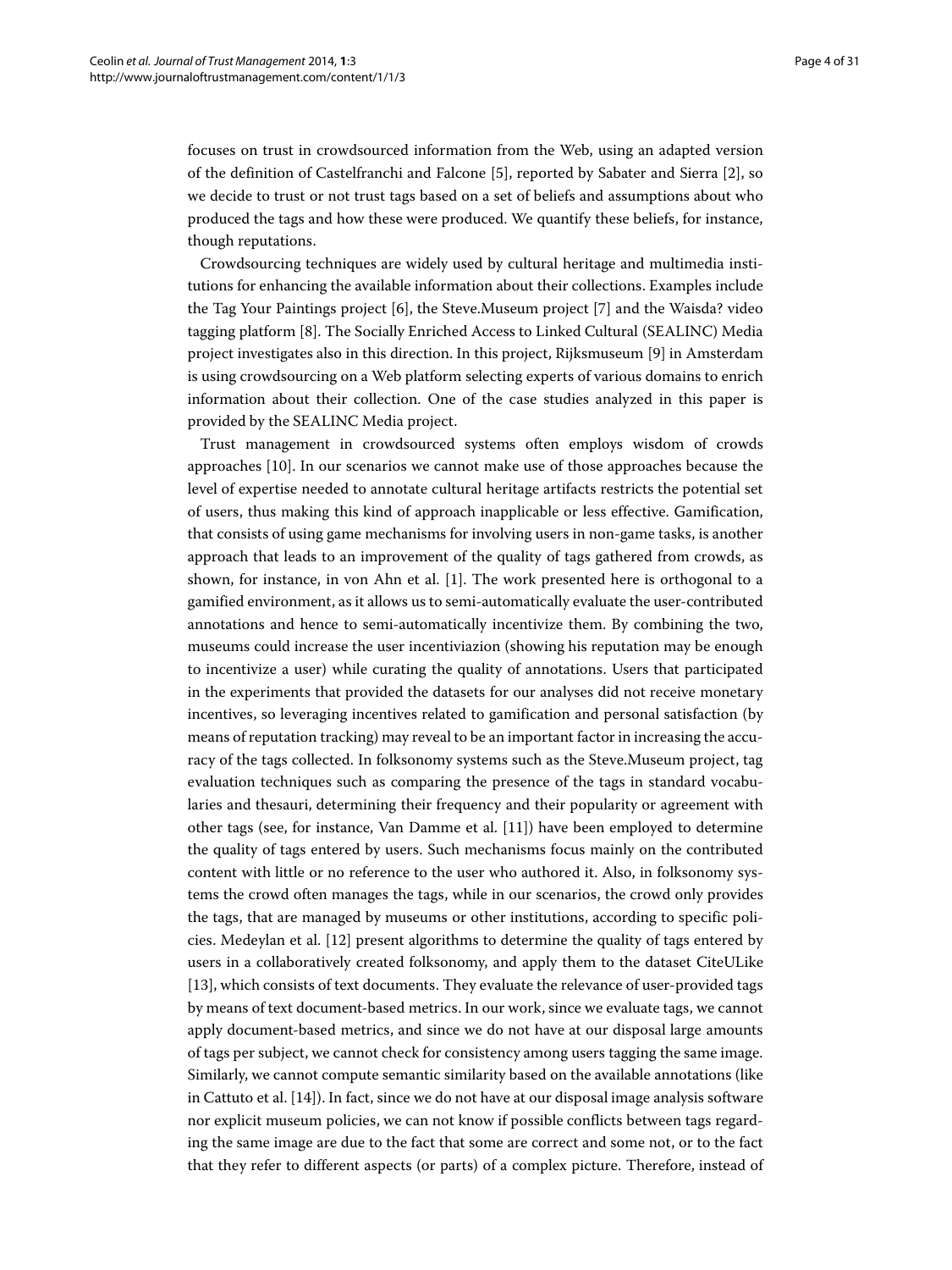focuses on trust in crowdsourced information from the Web, using an adapted version of the definition of Castelfranchi and Falcone [5], reported by Sabater and Sierra [2], so we decide to trust or not trust tags based on a set of beliefs and assumptions about who produced the tags and how these were produced. We quantify these beliefs, for instance, though reputations.

Crowdsourcing techniques are widely used by cultural heritage and multimedia institutions for enhancing the available information about their collections. Examples include the Tag Your Paintings project [6], the Steve.Museum project [7] and the Waisda? video tagging platform [8]. The Socially Enriched Access to Linked Cultural (SEALINC) Media project investigates also in this direction. In this project, Rijksmuseum [9] in Amsterdam is using crowdsourcing on a Web platform selecting experts of various domains to enrich information about their collection. One of the case studies analyzed in this paper is provided by the SEALINC Media project.

Trust management in crowdsourced systems often employs wisdom of crowds approaches [10]. In our scenarios we cannot make use of those approaches because the level of expertise needed to annotate cultural heritage artifacts restricts the potential set of users, thus making this kind of approach inapplicable or less effective. Gamification, that consists of using game mechanisms for involving users in non-game tasks, is another approach that leads to an improvement of the quality of tags gathered from crowds, as shown, for instance, in von Ahn et al. [1]. The work presented here is orthogonal to a gamified environment, as it allows us to semi-automatically evaluate the user-contributed annotations and hence to semi-automatically incentivize them. By combining the two, museums could increase the user incentiviazion (showing his reputation may be enough to incentivize a user) while curating the quality of annotations. Users that participated in the experiments that provided the datasets for our analyses did not receive monetary incentives, so leveraging incentives related to gamification and personal satisfaction (by means of reputation tracking) may reveal to be an important factor in increasing the accuracy of the tags collected. In folksonomy systems such as the Steve.Museum project, tag evaluation techniques such as comparing the presence of the tags in standard vocabularies and thesauri, determining their frequency and their popularity or agreement with other tags (see, for instance, Van Damme et al. [11]) have been employed to determine the quality of tags entered by users. Such mechanisms focus mainly on the contributed content with little or no reference to the user who authored it. Also, in folksonomy systems the crowd often manages the tags, while in our scenarios, the crowd only provides the tags, that are managed by museums or other institutions, according to specific policies. Medeylan et al. [12] present algorithms to determine the quality of tags entered by users in a collaboratively created folksonomy, and apply them to the dataset CiteULike [13], which consists of text documents. They evaluate the relevance of user-provided tags by means of text document-based metrics. In our work, since we evaluate tags, we cannot apply document-based metrics, and since we do not have at our disposal large amounts of tags per subject, we cannot check for consistency among users tagging the same image. Similarly, we cannot compute semantic similarity based on the available annotations (like in Cattuto et al. [14]). In fact, since we do not have at our disposal image analysis software nor explicit museum policies, we can not know if possible conflicts between tags regarding the same image are due to the fact that some are correct and some not, or to the fact that they refer to different aspects (or parts) of a complex picture. Therefore, instead of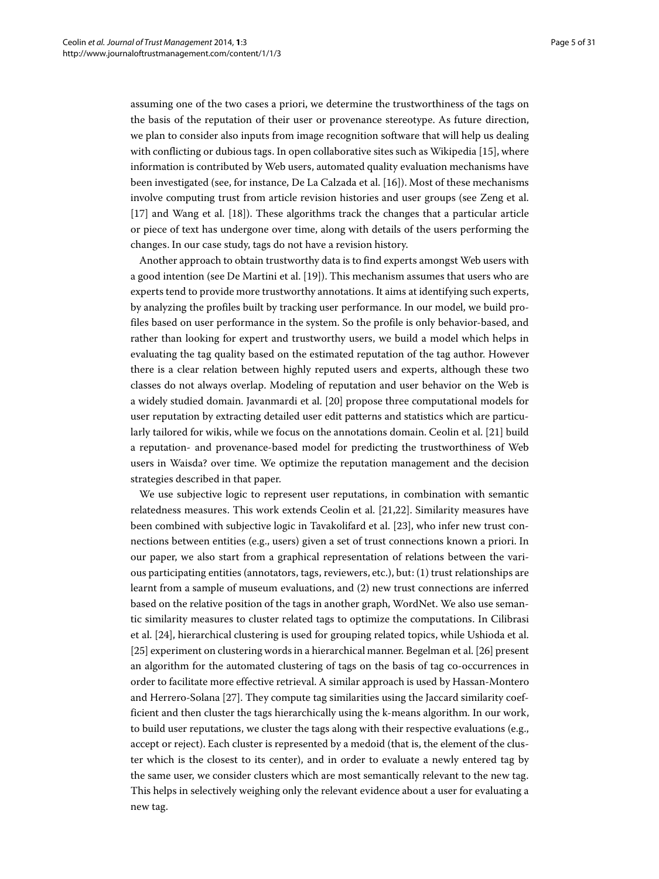assuming one of the two cases a priori, we determine the trustworthiness of the tags on the basis of the reputation of their user or provenance stereotype. As future direction, we plan to consider also inputs from image recognition software that will help us dealing with conflicting or dubious tags. In open collaborative sites such as Wikipedia [15], where information is contributed by Web users, automated quality evaluation mechanisms have been investigated (see, for instance, De La Calzada et al. [16]). Most of these mechanisms involve computing trust from article revision histories and user groups (see Zeng et al. [17] and Wang et al. [18]). These algorithms track the changes that a particular article or piece of text has undergone over time, along with details of the users performing the changes. In our case study, tags do not have a revision history.

Another approach to obtain trustworthy data is to find experts amongst Web users with a good intention (see De Martini et al. [19]). This mechanism assumes that users who are experts tend to provide more trustworthy annotations. It aims at identifying such experts, by analyzing the profiles built by tracking user performance. In our model, we build profiles based on user performance in the system. So the profile is only behavior-based, and rather than looking for expert and trustworthy users, we build a model which helps in evaluating the tag quality based on the estimated reputation of the tag author. However there is a clear relation between highly reputed users and experts, although these two classes do not always overlap. Modeling of reputation and user behavior on the Web is a widely studied domain. Javanmardi et al. [20] propose three computational models for user reputation by extracting detailed user edit patterns and statistics which are particularly tailored for wikis, while we focus on the annotations domain. Ceolin et al. [21] build a reputation- and provenance-based model for predicting the trustworthiness of Web users in Waisda? over time. We optimize the reputation management and the decision strategies described in that paper.

We use subjective logic to represent user reputations, in combination with semantic relatedness measures. This work extends Ceolin et al. [21,22]. Similarity measures have been combined with subjective logic in Tavakolifard et al. [23], who infer new trust connections between entities (e.g., users) given a set of trust connections known a priori. In our paper, we also start from a graphical representation of relations between the various participating entities (annotators, tags, reviewers, etc.), but: (1) trust relationships are learnt from a sample of museum evaluations, and (2) new trust connections are inferred based on the relative position of the tags in another graph, WordNet. We also use semantic similarity measures to cluster related tags to optimize the computations. In Cilibrasi et al. [24], hierarchical clustering is used for grouping related topics, while Ushioda et al. [25] experiment on clustering words in a hierarchical manner. Begelman et al. [26] present an algorithm for the automated clustering of tags on the basis of tag co-occurrences in order to facilitate more effective retrieval. A similar approach is used by Hassan-Montero and Herrero-Solana [27]. They compute tag similarities using the Jaccard similarity coefficient and then cluster the tags hierarchically using the k-means algorithm. In our work, to build user reputations, we cluster the tags along with their respective evaluations (e.g., accept or reject). Each cluster is represented by a medoid (that is, the element of the cluster which is the closest to its center), and in order to evaluate a newly entered tag by the same user, we consider clusters which are most semantically relevant to the new tag. This helps in selectively weighing only the relevant evidence about a user for evaluating a new tag.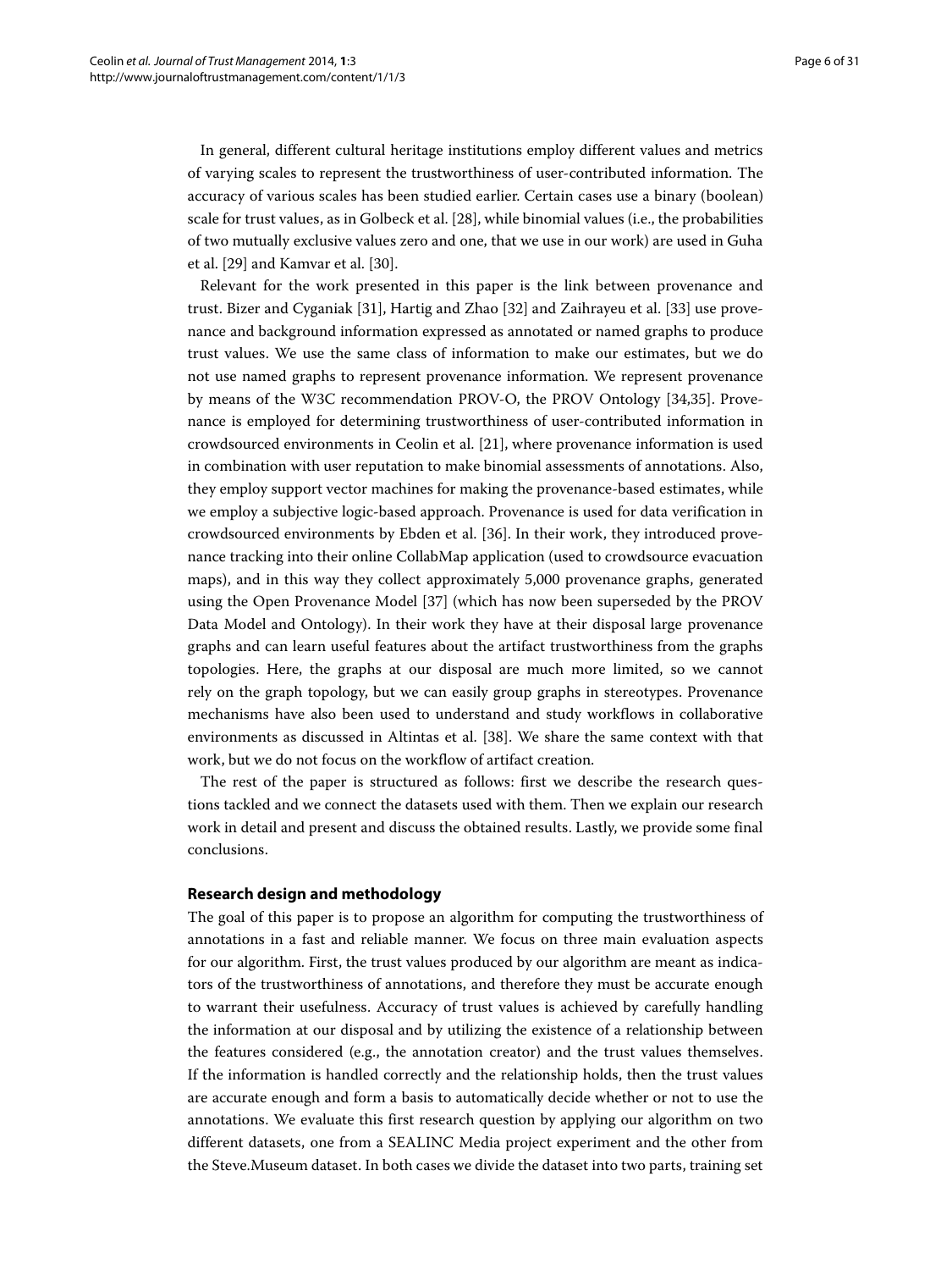In general, different cultural heritage institutions employ different values and metrics of varying scales to represent the trustworthiness of user-contributed information. The accuracy of various scales has been studied earlier. Certain cases use a binary (boolean) scale for trust values, as in Golbeck et al. [28], while binomial values (i.e., the probabilities of two mutually exclusive values zero and one, that we use in our work) are used in Guha et al. [29] and Kamvar et al. [30].

Relevant for the work presented in this paper is the link between provenance and trust. Bizer and Cyganiak [31], Hartig and Zhao [32] and Zaihrayeu et al. [33] use provenance and background information expressed as annotated or named graphs to produce trust values. We use the same class of information to make our estimates, but we do not use named graphs to represent provenance information. We represent provenance by means of the W3C recommendation PROV-O, the PROV Ontology [34,35]. Provenance is employed for determining trustworthiness of user-contributed information in crowdsourced environments in Ceolin et al. [21], where provenance information is used in combination with user reputation to make binomial assessments of annotations. Also, they employ support vector machines for making the provenance-based estimates, while we employ a subjective logic-based approach. Provenance is used for data verification in crowdsourced environments by Ebden et al. [36]. In their work, they introduced provenance tracking into their online CollabMap application (used to crowdsource evacuation maps), and in this way they collect approximately 5,000 provenance graphs, generated using the Open Provenance Model [37] (which has now been superseded by the PROV Data Model and Ontology). In their work they have at their disposal large provenance graphs and can learn useful features about the artifact trustworthiness from the graphs topologies. Here, the graphs at our disposal are much more limited, so we cannot rely on the graph topology, but we can easily group graphs in stereotypes. Provenance mechanisms have also been used to understand and study workflows in collaborative environments as discussed in Altintas et al. [38]. We share the same context with that work, but we do not focus on the workflow of artifact creation.

The rest of the paper is structured as follows: first we describe the research questions tackled and we connect the datasets used with them. Then we explain our research work in detail and present and discuss the obtained results. Lastly, we provide some final conclusions.

## Research design and methodology

The goal of this paper is to propose an algorithm for computing the trustworthiness of annotations in a fast and reliable manner. We focus on three main evaluation aspects for our algorithm. First, the trust values produced by our algorithm are meant as indicators of the trustworthiness of annotations, and therefore they must be accurate enough to warrant their usefulness. Accuracy of trust values is achieved by carefully handling the information at our disposal and by utilizing the existence of a relationship between the features considered (e.g., the annotation creator) and the trust values themselves. If the information is handled correctly and the relationship holds, then the trust values are accurate enough and form a basis to automatically decide whether or not to use the annotations. We evaluate this first research question by applying our algorithm on two different datasets, one from a SEALINC Media project experiment and the other from the Steve.Museum dataset. In both cases we divide the dataset into two parts, training set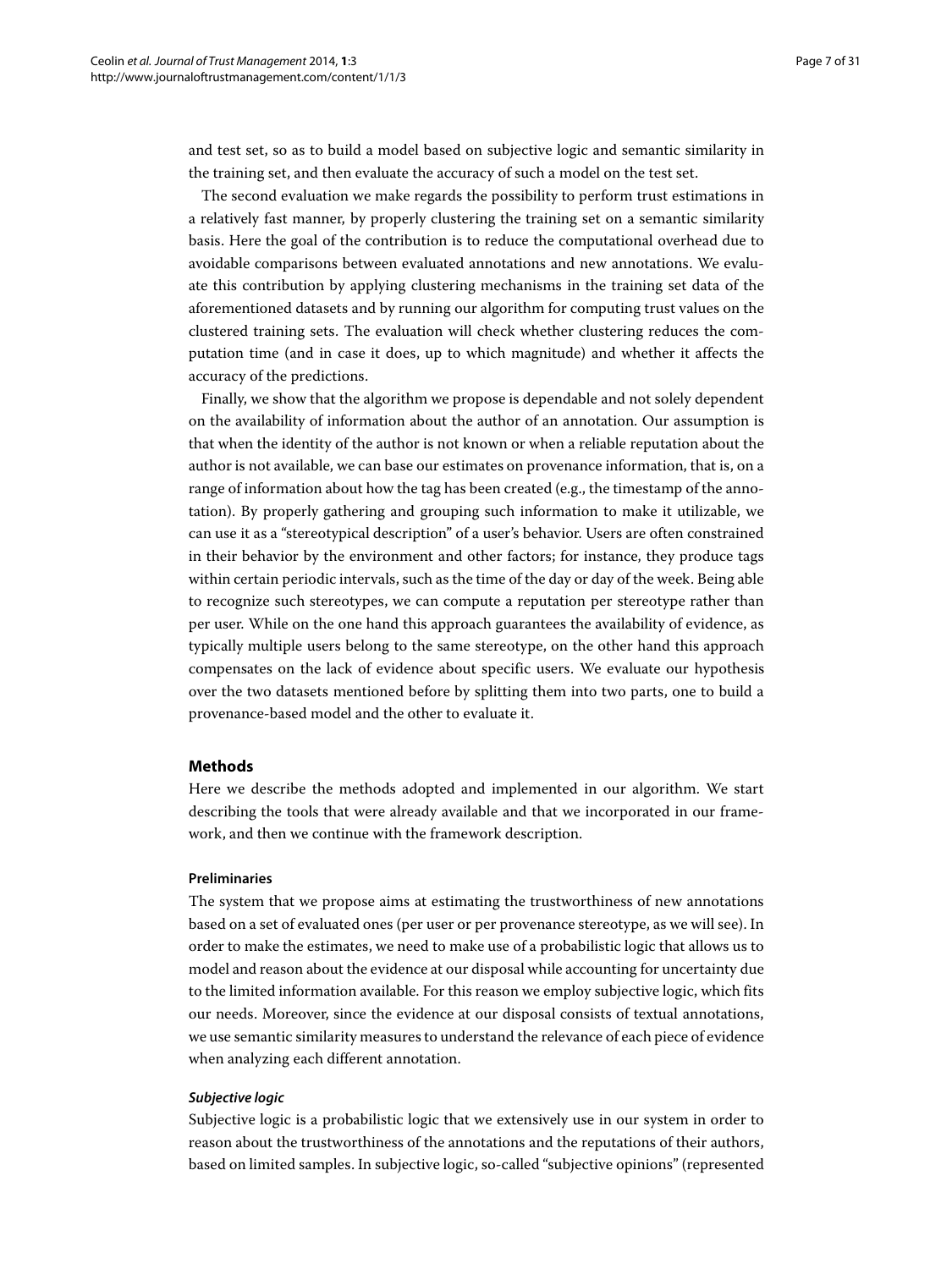and test set, so as to build a model based on subjective logic and semantic similarity in the training set, and then evaluate the accuracy of such a model on the test set.

The second evaluation we make regards the possibility to perform trust estimations in a relatively fast manner, by properly clustering the training set on a semantic similarity basis. Here the goal of the contribution is to reduce the computational overhead due to avoidable comparisons between evaluated annotations and new annotations. We evaluate this contribution by applying clustering mechanisms in the training set data of the aforementioned datasets and by running our algorithm for computing trust values on the clustered training sets. The evaluation will check whether clustering reduces the computation time (and in case it does, up to which magnitude) and whether it affects the accuracy of the predictions.

Finally, we show that the algorithm we propose is dependable and not solely dependent on the availability of information about the author of an annotation. Our assumption is that when the identity of the author is not known or when a reliable reputation about the author is not available, we can base our estimates on provenance information, that is, on a range of information about how the tag has been created (e.g., the timestamp of the annotation). By properly gathering and grouping such information to make it utilizable, we can use it as a "stereotypical description" of a user's behavior. Users are often constrained in their behavior by the environment and other factors; for instance, they produce tags within certain periodic intervals, such as the time of the day or day of the week. Being able to recognize such stereotypes, we can compute a reputation per stereotype rather than per user. While on the one hand this approach guarantees the availability of evidence, as typically multiple users belong to the same stereotype, on the other hand this approach compensates on the lack of evidence about specific users. We evaluate our hypothesis over the two datasets mentioned before by splitting them into two parts, one to build a provenance-based model and the other to evaluate it.

## Methods

Here we describe the methods adopted and implemented in our algorithm. We start describing the tools that were already available and that we incorporated in our framework, and then we continue with the framework description.

### Preliminaries

The system that we propose aims at estimating the trustworthiness of new annotations based on a set of evaluated ones (per user or per provenance stereotype, as we will see). In order to make the estimates, we need to make use of a probabilistic logic that allows us to model and reason about the evidence at our disposal while accounting for uncertainty due to the limited information available. For this reason we employ subjective logic, which fits our needs. Moreover, since the evidence at our disposal consists of textual annotations, we use semantic similarity measures to understand the relevance of each piece of evidence when analyzing each different annotation.

#### *Subjective logic*

Subjective logic is a probabilistic logic that we extensively use in our system in order to reason about the trustworthiness of the annotations and the reputations of their authors, based on limited samples. In subjective logic, so-called "subjective opinions" (represented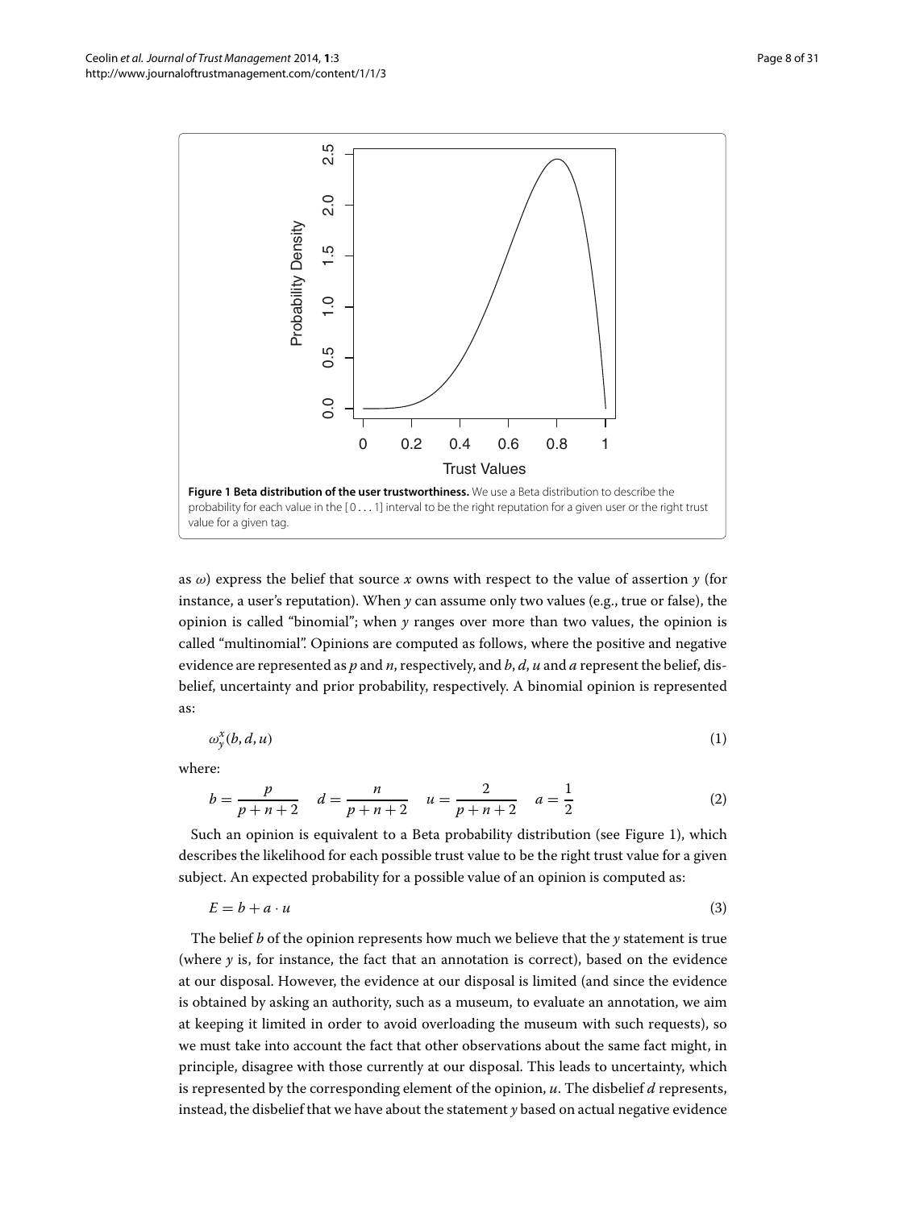**Figure 1 Beta distribution of the user trustworthiness.** We use a Beta distribution to describe the probability for each value in the [0 . . . 1] interval to be the right reputation for a given user or the right trust value for a given tag.

as $\omega$) express the belief that source $x$ owns with respect to the value of assertion $y$ (for instance, a user's reputation). When $y$ can assume only two values (e.g., true or false), the opinion is called "binomial"; when $y$ ranges over more than two values, the opinion is called "multinomial". Opinions are computed as follows, where the positive and negative evidence are represented as $p$ and $n$, respectively, and $b$, $d$, $u$ and $a$ represent the belief, disbelief, uncertainty and prior probability, respectively. A binomial opinion is represented as:

$$\omega_y^x(b, d, u) \tag{1}$$

where:

$$b = \frac{p}{p+n+2} \quad d = \frac{n}{p+n+2} \quad u = \frac{2}{p+n+2} \quad a = \frac{1}{2} \tag{2}$$

Such an opinion is equivalent to a Beta probability distribution (see Figure 1), which describes the likelihood for each possible trust value to be the right trust value for a given subject. An expected probability for a possible value of an opinion is computed as:

$$E = b + a \cdot u \tag{3}$$

The belief $b$ of the opinion represents how much we believe that the $y$ statement is true (where $y$ is, for instance, the fact that an annotation is correct), based on the evidence at our disposal. However, the evidence at our disposal is limited (and since the evidence is obtained by asking an authority, such as a museum, to evaluate an annotation, we aim at keeping it limited in order to avoid overloading the museum with such requests), so we must take into account the fact that other observations about the same fact might, in principle, disagree with those currently at our disposal. This leads to uncertainty, which is represented by the corresponding element of the opinion, $u$. The disbelief $d$ represents, instead, the disbelief that we have about the statement $y$ based on actual negative evidence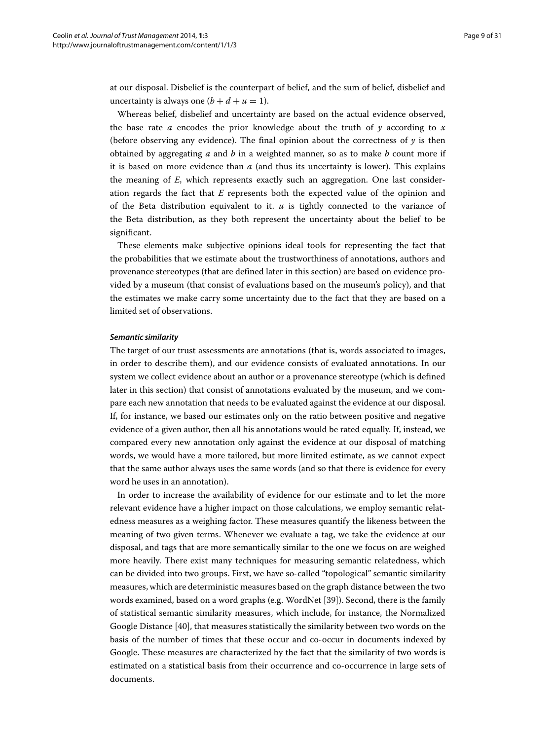at our disposal. Disbelief is the counterpart of belief, and the sum of belief, disbelief and uncertainty is always one ($b + d + u = 1$).

Whereas belief, disbelief and uncertainty are based on the actual evidence observed, the base rate $a$ encodes the prior knowledge about the truth of $y$ according to $x$ (before observing any evidence). The final opinion about the correctness of $y$ is then obtained by aggregating $a$ and $b$ in a weighted manner, so as to make $b$ count more if it is based on more evidence than $a$ (and thus its uncertainty is lower). This explains the meaning of $E$, which represents exactly such an aggregation. One last consideration regards the fact that $E$ represents both the expected value of the opinion and of the Beta distribution equivalent to it. $u$ is tightly connected to the variance of the Beta distribution, as they both represent the uncertainty about the belief to be significant.

These elements make subjective opinions ideal tools for representing the fact that the probabilities that we estimate about the trustworthiness of annotations, authors and provenance stereotypes (that are defined later in this section) are based on evidence provided by a museum (that consist of evaluations based on the museum's policy), and that the estimates we make carry some uncertainty due to the fact that they are based on a limited set of observations.

#### *Semantic similarity*

The target of our trust assessments are annotations (that is, words associated to images, in order to describe them), and our evidence consists of evaluated annotations. In our system we collect evidence about an author or a provenance stereotype (which is defined later in this section) that consist of annotations evaluated by the museum, and we compare each new annotation that needs to be evaluated against the evidence at our disposal. If, for instance, we based our estimates only on the ratio between positive and negative evidence of a given author, then all his annotations would be rated equally. If, instead, we compared every new annotation only against the evidence at our disposal of matching words, we would have a more tailored, but more limited estimate, as we cannot expect that the same author always uses the same words (and so that there is evidence for every word he uses in an annotation).

In order to increase the availability of evidence for our estimate and to let the more relevant evidence have a higher impact on those calculations, we employ semantic relatedness measures as a weighing factor. These measures quantify the likeness between the meaning of two given terms. Whenever we evaluate a tag, we take the evidence at our disposal, and tags that are more semantically similar to the one we focus on are weighed more heavily. There exist many techniques for measuring semantic relatedness, which can be divided into two groups. First, we have so-called "topological" semantic similarity measures, which are deterministic measures based on the graph distance between the two words examined, based on a word graphs (e.g. WordNet [39]). Second, there is the family of statistical semantic similarity measures, which include, for instance, the Normalized Google Distance [40], that measures statistically the similarity between two words on the basis of the number of times that these occur and co-occur in documents indexed by Google. These measures are characterized by the fact that the similarity of two words is estimated on a statistical basis from their occurrence and co-occurrence in large sets of documents.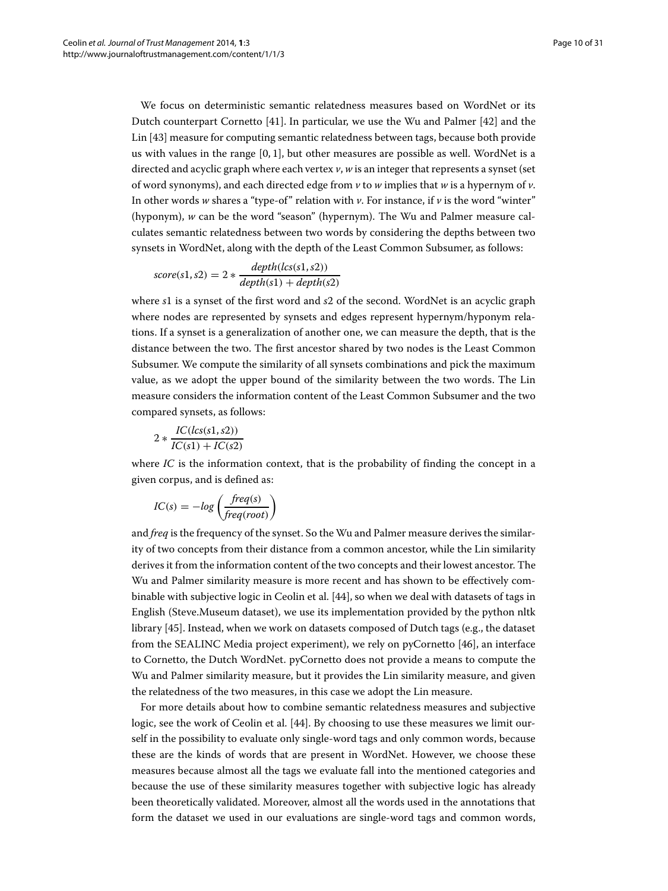We focus on deterministic semantic relatedness measures based on WordNet or its Dutch counterpart Cornetto [41]. In particular, we use the Wu and Palmer [42] and the Lin [43] measure for computing semantic relatedness between tags, because both provide us with values in the range $[0, 1]$, but other measures are possible as well. WordNet is a directed and acyclic graph where each vertex $v, w$ is an integer that represents a synset (set of word synonyms), and each directed edge from $v$ to $w$ implies that $w$ is a hypernym of $v$. In other words $w$ shares a "type-of" relation with $v$. For instance, if $v$ is the word "winter" (hyponym), $w$ can be the word "season" (hypernym). The Wu and Palmer measure calculates semantic relatedness between two words by considering the depths between two synsets in WordNet, along with the depth of the Least Common Subsumer, as follows:

$$score(s1, s2) = 2 * \frac{depth(lcs(s1, s2))}{depth(s1) + depth(s2)}$$

where $s1$ is a synset of the first word and $s2$ of the second. WordNet is an acyclic graph where nodes are represented by synsets and edges represent hypernym/hyponym relations. If a synset is a generalization of another one, we can measure the depth, that is the distance between the two. The first ancestor shared by two nodes is the Least Common Subsumer. We compute the similarity of all synsets combinations and pick the maximum value, as we adopt the upper bound of the similarity between the two words. The Lin measure considers the information content of the Least Common Subsumer and the two compared synsets, as follows:

$$2 * \frac{IC(lcs(s1, s2))}{IC(s1) + IC(s2)}$$

where $IC$ is the information context, that is the probability of finding the concept in a given corpus, and is defined as:

$$IC(s) = -log\left(\frac{freq(s)}{freq(root)}\right)$$

and *freq* is the frequency of the synset. So the Wu and Palmer measure derives the similarity of two concepts from their distance from a common ancestor, while the Lin similarity derives it from the information content of the two concepts and their lowest ancestor. The Wu and Palmer similarity measure is more recent and has shown to be effectively combinable with subjective logic in Ceolin et al. [44], so when we deal with datasets of tags in English (Steve.Museum dataset), we use its implementation provided by the python nltk library [45]. Instead, when we work on datasets composed of Dutch tags (e.g., the dataset from the SEALINC Media project experiment), we rely on pyCornetto [46], an interface to Cornetto, the Dutch WordNet. pyCornetto does not provide a means to compute the Wu and Palmer similarity measure, but it provides the Lin similarity measure, and given the relatedness of the two measures, in this case we adopt the Lin measure.

For more details about how to combine semantic relatedness measures and subjective logic, see the work of Ceolin et al. [44]. By choosing to use these measures we limit ourself in the possibility to evaluate only single-word tags and only common words, because these are the kinds of words that are present in WordNet. However, we choose these measures because almost all the tags we evaluate fall into the mentioned categories and because the use of these similarity measures together with subjective logic has already been theoretically validated. Moreover, almost all the words used in the annotations that form the dataset we used in our evaluations are single-word tags and common words,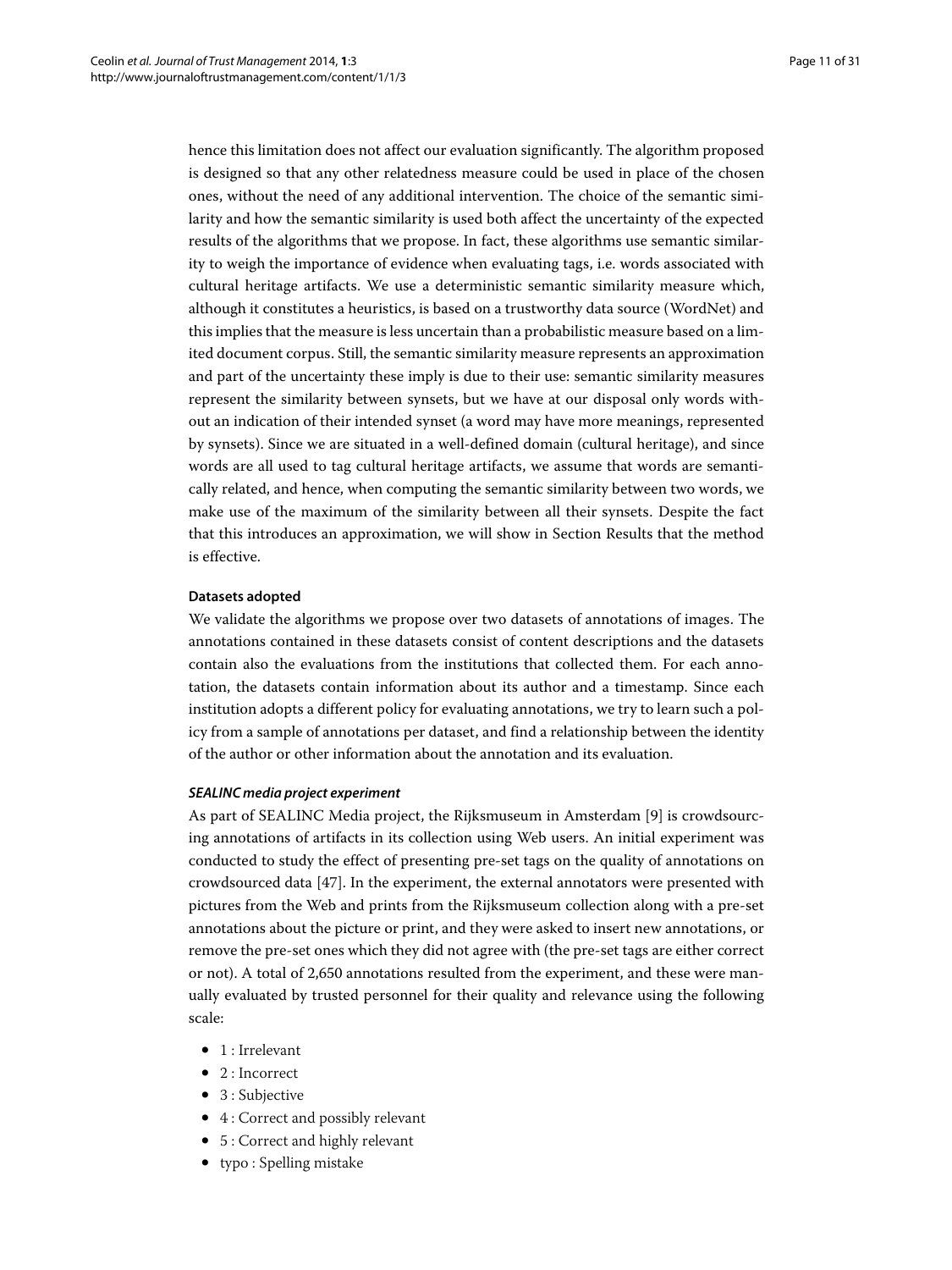hence this limitation does not affect our evaluation significantly. The algorithm proposed is designed so that any other relatedness measure could be used in place of the chosen ones, without the need of any additional intervention. The choice of the semantic similarity and how the semantic similarity is used both affect the uncertainty of the expected results of the algorithms that we propose. In fact, these algorithms use semantic similarity to weigh the importance of evidence when evaluating tags, i.e. words associated with cultural heritage artifacts. We use a deterministic semantic similarity measure which, although it constitutes a heuristics, is based on a trustworthy data source (WordNet) and this implies that the measure is less uncertain than a probabilistic measure based on a limited document corpus. Still, the semantic similarity measure represents an approximation and part of the uncertainty these imply is due to their use: semantic similarity measures represent the similarity between synsets, but we have at our disposal only words without an indication of their intended synset (a word may have more meanings, represented by synsets). Since we are situated in a well-defined domain (cultural heritage), and since words are all used to tag cultural heritage artifacts, we assume that words are semantically related, and hence, when computing the semantic similarity between two words, we make use of the maximum of the similarity between all their synsets. Despite the fact that this introduces an approximation, we will show in Section Results that the method is effective.

#### Datasets adopted

We validate the algorithms we propose over two datasets of annotations of images. The annotations contained in these datasets consist of content descriptions and the datasets contain also the evaluations from the institutions that collected them. For each annotation, the datasets contain information about its author and a timestamp. Since each institution adopts a different policy for evaluating annotations, we try to learn such a policy from a sample of annotations per dataset, and find a relationship between the identity of the author or other information about the annotation and its evaluation.

##### *SEALINC media project experiment*

As part of SEALINC Media project, the Rijksmuseum in Amsterdam [9] is crowdsourcing annotations of artifacts in its collection using Web users. An initial experiment was conducted to study the effect of presenting pre-set tags on the quality of annotations on crowdsourced data [47]. In the experiment, the external annotators were presented with pictures from the Web and prints from the Rijksmuseum collection along with a pre-set annotations about the picture or print, and they were asked to insert new annotations, or remove the pre-set ones which they did not agree with (the pre-set tags are either correct or not). A total of 2,650 annotations resulted from the experiment, and these were manually evaluated by trusted personnel for their quality and relevance using the following scale:

- 1 : Irrelevant
- 2 : Incorrect
- 3 : Subjective
- 4 : Correct and possibly relevant
- 5 : Correct and highly relevant
- typo : Spelling mistake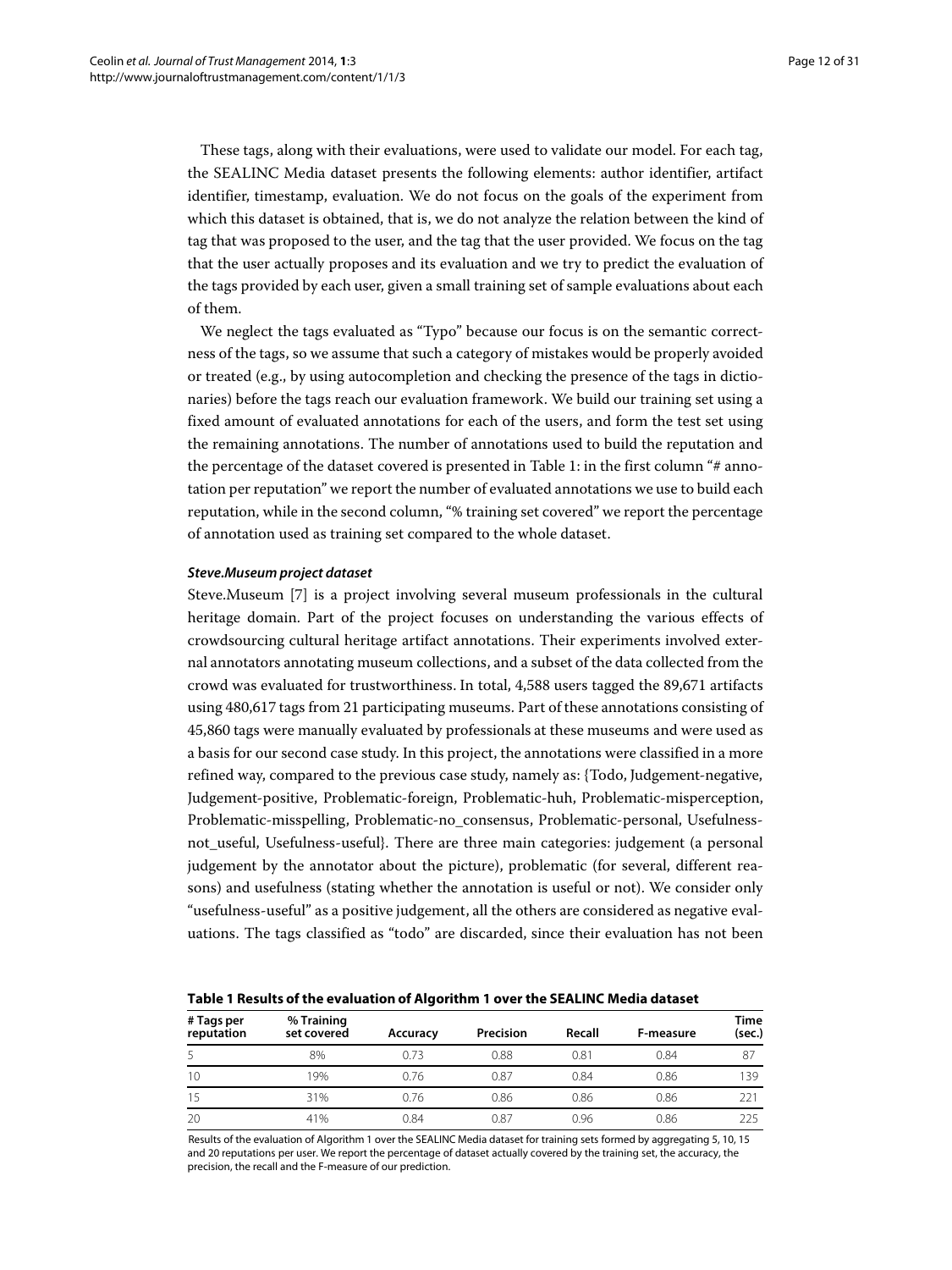These tags, along with their evaluations, were used to validate our model. For each tag, the SEALINC Media dataset presents the following elements: author identifier, artifact identifier, timestamp, evaluation. We do not focus on the goals of the experiment from which this dataset is obtained, that is, we do not analyze the relation between the kind of tag that was proposed to the user, and the tag that the user provided. We focus on the tag that the user actually proposes and its evaluation and we try to predict the evaluation of the tags provided by each user, given a small training set of sample evaluations about each of them.

We neglect the tags evaluated as "Typo" because our focus is on the semantic correctness of the tags, so we assume that such a category of mistakes would be properly avoided or treated (e.g., by using autocompletion and checking the presence of the tags in dictionaries) before the tags reach our evaluation framework. We build our training set using a fixed amount of evaluated annotations for each of the users, and form the test set using the remaining annotations. The number of annotations used to build the reputation and the percentage of the dataset covered is presented in Table 1: in the first column "# annotation per reputation" we report the number of evaluated annotations we use to build each reputation, while in the second column, "% training set covered" we report the percentage of annotation used as training set compared to the whole dataset.

#### *Steve.Museum project dataset*

Steve.Museum [7] is a project involving several museum professionals in the cultural heritage domain. Part of the project focuses on understanding the various effects of crowdsourcing cultural heritage artifact annotations. Their experiments involved external annotators annotating museum collections, and a subset of the data collected from the crowd was evaluated for trustworthiness. In total, 4,588 users tagged the 89,671 artifacts using 480,617 tags from 21 participating museums. Part of these annotations consisting of 45,860 tags were manually evaluated by professionals at these museums and were used as a basis for our second case study. In this project, the annotations were classified in a more refined way, compared to the previous case study, namely as: {Todo, Judgement-negative, Judgement-positive, Problematic-foreign, Problematic-huh, Problematic-misperception, Problematic-misspelling, Problematic-no_consensus, Problematic-personal, Usefulness-not_useful, Usefulness-useful}. There are three main categories: judgement (a personal judgement by the annotator about the picture), problematic (for several, different reasons) and usefulness (stating whether the annotation is useful or not). We consider only "usefulness-useful" as a positive judgement, all the others are considered as negative evaluations. The tags classified as "todo" are discarded, since their evaluation has not been

**Table 1 Results of the evaluation of Algorithm 1 over the SEALINC Media dataset**

| # Tags per reputation | % Training set covered | Accuracy | Precision | Recall | F-measure | Time (sec.) |
|---|---|---|---|---|---|---|
| 5 | 8% | 0.73 | 0.88 | 0.81 | 0.84 | 87 |
| 10 | 19% | 0.76 | 0.87 | 0.84 | 0.86 | 139 |
| 15 | 31% | 0.76 | 0.86 | 0.86 | 0.86 | 221 |
| 20 | 41% | 0.84 | 0.87 | 0.96 | 0.86 | 225 |

Results of the evaluation of Algorithm 1 over the SEALINC Media dataset for training sets formed by aggregating 5, 10, 15 and 20 reputations per user. We report the percentage of dataset actually covered by the training set, the accuracy, the precision, the recall and the F-measure of our prediction.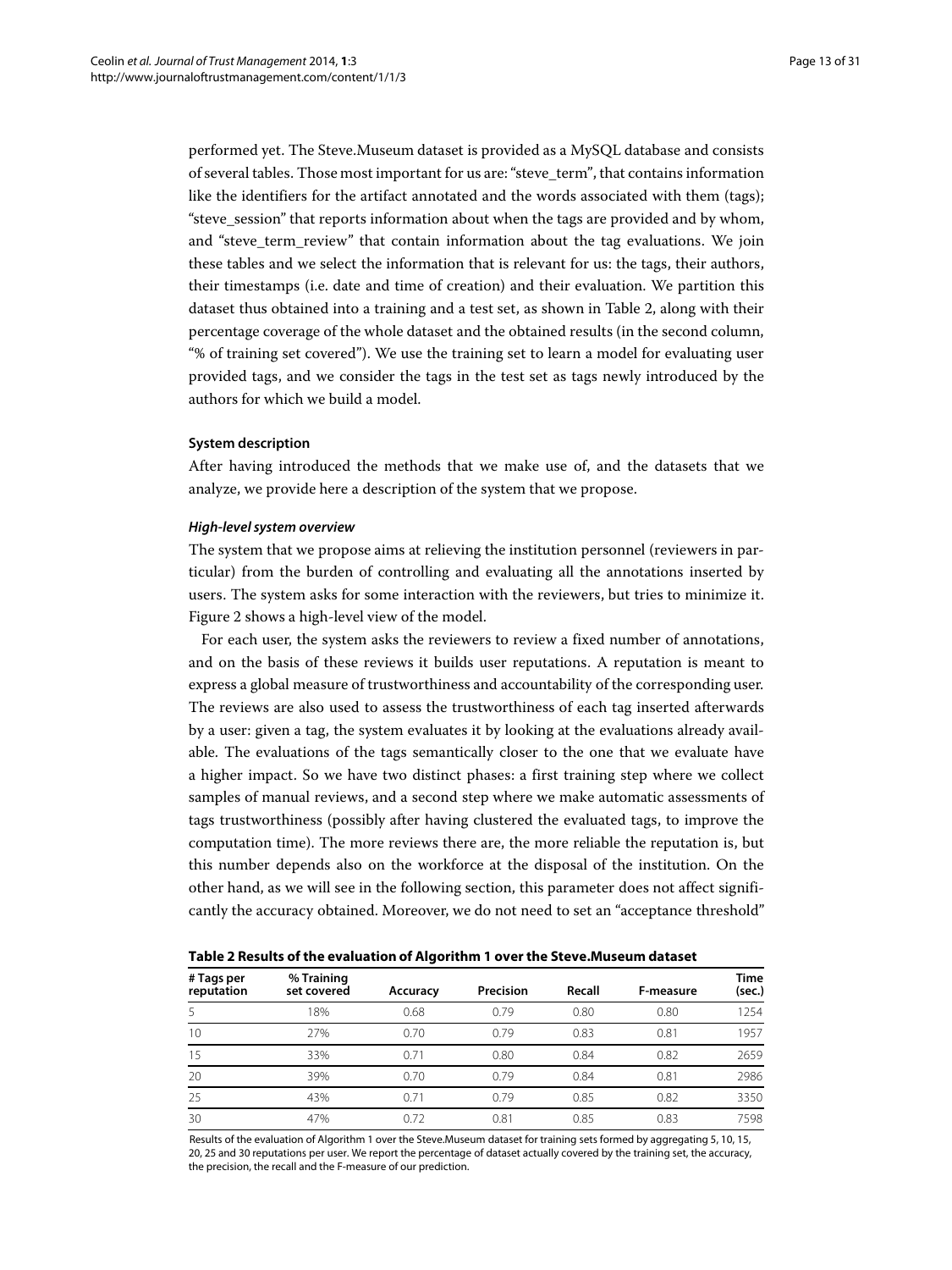performed yet. The Steve.Museum dataset is provided as a MySQL database and consists of several tables. Those most important for us are: "steve_term", that contains information like the identifiers for the artifact annotated and the words associated with them (tags); "steve_session" that reports information about when the tags are provided and by whom, and "steve_term_review" that contain information about the tag evaluations. We join these tables and we select the information that is relevant for us: the tags, their authors, their timestamps (i.e. date and time of creation) and their evaluation. We partition this dataset thus obtained into a training and a test set, as shown in Table 2, along with their percentage coverage of the whole dataset and the obtained results (in the second column, "% of training set covered"). We use the training set to learn a model for evaluating user provided tags, and we consider the tags in the test set as tags newly introduced by the authors for which we build a model.

#### System description

After having introduced the methods that we make use of, and the datasets that we analyze, we provide here a description of the system that we propose.

##### *High-level system overview*

The system that we propose aims at relieving the institution personnel (reviewers in particular) from the burden of controlling and evaluating all the annotations inserted by users. The system asks for some interaction with the reviewers, but tries to minimize it. Figure 2 shows a high-level view of the model.

For each user, the system asks the reviewers to review a fixed number of annotations, and on the basis of these reviews it builds user reputations. A reputation is meant to express a global measure of trustworthiness and accountability of the corresponding user. The reviews are also used to assess the trustworthiness of each tag inserted afterwards by a user: given a tag, the system evaluates it by looking at the evaluations already available. The evaluations of the tags semantically closer to the one that we evaluate have a higher impact. So we have two distinct phases: a first training step where we collect samples of manual reviews, and a second step where we make automatic assessments of tags trustworthiness (possibly after having clustered the evaluated tags, to improve the computation time). The more reviews there are, the more reliable the reputation is, but this number depends also on the workforce at the disposal of the institution. On the other hand, as we will see in the following section, this parameter does not affect significantly the accuracy obtained. Moreover, we do not need to set an "acceptance threshold"

**Table 2 Results of the evaluation of Algorithm 1 over the Steve.Museum dataset**

| # Tags per reputation | % Training set covered | Accuracy | Precision | Recall | F-measure | Time (sec.) |
|---|---|---|---|---|---|---|
| 5 | 18% | 0.68 | 0.79 | 0.80 | 0.80 | 1254 |
| 10 | 27% | 0.70 | 0.79 | 0.83 | 0.81 | 1957 |
| 15 | 33% | 0.71 | 0.80 | 0.84 | 0.82 | 2659 |
| 20 | 39% | 0.70 | 0.79 | 0.84 | 0.81 | 2986 |
| 25 | 43% | 0.71 | 0.79 | 0.85 | 0.82 | 3350 |
| 30 | 47% | 0.72 | 0.81 | 0.85 | 0.83 | 7598 |

Results of the evaluation of Algorithm 1 over the Steve.Museum dataset for training sets formed by aggregating 5, 10, 15, 20, 25 and 30 reputations per user. We report the percentage of dataset actually covered by the training set, the accuracy, the precision, the recall and the F-measure of our prediction.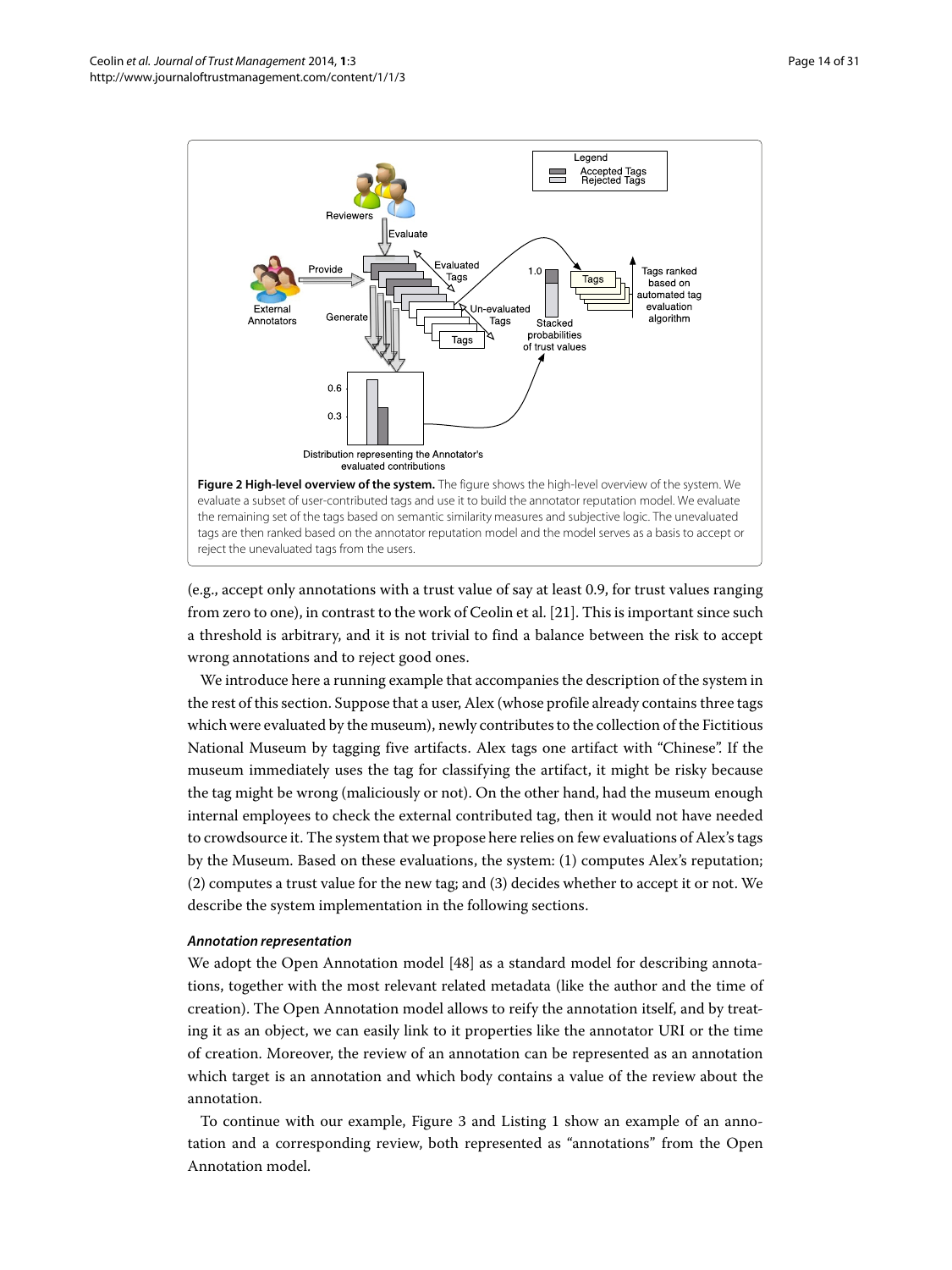Legend
Accepted Tags
Rejected Tags

Reviewers

Evaluate

Provide

External Annotators

Generate

Evaluated Tags

Un-evaluated Tags

Tags

1.0

Stacked probabilities of trust values

Tags

Tags ranked based on automated tag evaluation algorithm

0.6

0.3

Distribution representing the Annotator's evaluated contributions

**Figure 2 High-level overview of the system.** The figure shows the high-level overview of the system. We evaluate a subset of user-contributed tags and use it to build the annotator reputation model. We evaluate the remaining set of the tags based on semantic similarity measures and subjective logic. The unevaluated tags are then ranked based on the annotator reputation model and the model serves as a basis to accept or reject the unevaluated tags from the users.

(e.g., accept only annotations with a trust value of say at least 0.9, for trust values ranging from zero to one), in contrast to the work of Ceolin et al. [21]. This is important since such a threshold is arbitrary, and it is not trivial to find a balance between the risk to accept wrong annotations and to reject good ones.

We introduce here a running example that accompanies the description of the system in the rest of this section. Suppose that a user, Alex (whose profile already contains three tags which were evaluated by the museum), newly contributes to the collection of the Fictitious National Museum by tagging five artifacts. Alex tags one artifact with "Chinese". If the museum immediately uses the tag for classifying the artifact, it might be risky because the tag might be wrong (maliciously or not). On the other hand, had the museum enough internal employees to check the external contributed tag, then it would not have needed to crowdsource it. The system that we propose here relies on few evaluations of Alex's tags by the Museum. Based on these evaluations, the system: (1) computes Alex's reputation; (2) computes a trust value for the new tag; and (3) decides whether to accept it or not. We describe the system implementation in the following sections.

### *Annotation representation*

We adopt the Open Annotation model [48] as a standard model for describing annotations, together with the most relevant related metadata (like the author and the time of creation). The Open Annotation model allows to reify the annotation itself, and by treating it as an object, we can easily link to it properties like the annotator URI or the time of creation. Moreover, the review of an annotation can be represented as an annotation which target is an annotation and which body contains a value of the review about the annotation.

To continue with our example, Figure 3 and Listing 1 show an example of an annotation and a corresponding review, both represented as "annotations" from the Open Annotation model.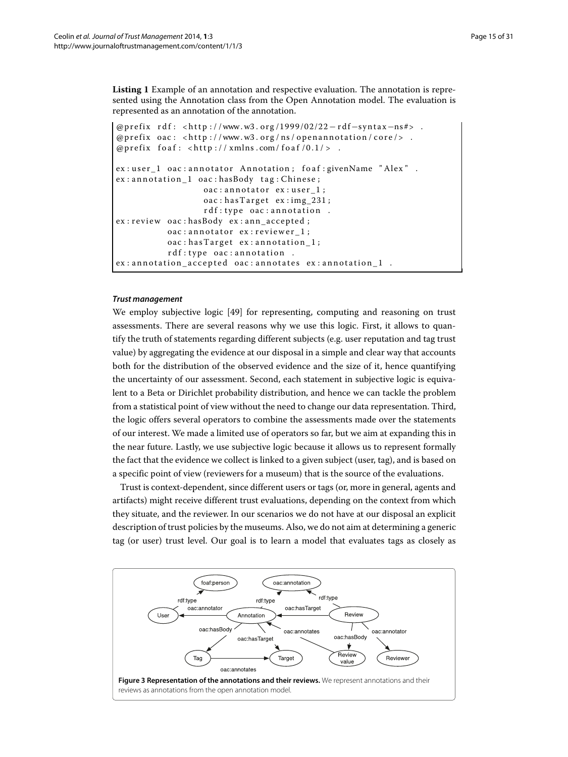**Listing 1** Example of an annotation and respective evaluation. The annotation is represented using the Annotation class from the Open Annotation model. The evaluation is represented as an annotation of the annotation.

```
@prefix rdf: <http://www.w3.org/1999/02/22-rdf-syntax-ns#> .
@prefix oac: <http://www.w3.org/ns/openannotation/core/> .
@prefix foaf: <http://xmlns.com/foaf/0.1/> .

ex:user_1 oac:annotator Annotation; foaf:givenName "Alex" .
ex:annotation_1 oac:hasBody tag:Chinese;
                oac:annotator ex:user_1;
                oac:hasTarget ex:img_231;
                rdf:type oac:annotation .
ex:review oac:hasBody ex:ann_accepted;
          oac:annotator ex:reviewer_1;
          oac:hasTarget ex:annotation_1;
          rdf:type oac:annotation .
ex:annotation_accepted oac:annotates ex:annotation_1 .
```

#### *Trust management*

We employ subjective logic [49] for representing, computing and reasoning on trust assessments. There are several reasons why we use this logic. First, it allows to quantify the truth of statements regarding different subjects (e.g. user reputation and tag trust value) by aggregating the evidence at our disposal in a simple and clear way that accounts both for the distribution of the observed evidence and the size of it, hence quantifying the uncertainty of our assessment. Second, each statement in subjective logic is equivalent to a Beta or Dirichlet probability distribution, and hence we can tackle the problem from a statistical point of view without the need to change our data representation. Third, the logic offers several operators to combine the assessments made over the statements of our interest. We made a limited use of operators so far, but we aim at expanding this in the near future. Lastly, we use subjective logic because it allows us to represent formally the fact that the evidence we collect is linked to a given subject (user, tag), and is based on a specific point of view (reviewers for a museum) that is the source of the evaluations.

Trust is context-dependent, since different users or tags (or, more in general, agents and artifacts) might receive different trust evaluations, depending on the context from which they situate, and the reviewer. In our scenarios we do not have at our disposal an explicit description of trust policies by the museums. Also, we do not aim at determining a generic tag (or user) trust level. Our goal is to learn a model that evaluates tags as closely as

foaf:person
oac:annotation
rdf:type
rdf:type
rdf:type
oac:annotator
oac:hasTarget
User
Annotation
Review
oac:hasBody
oac:annotates
oac:annotator
oac:hasTarget
oac:hasBody
Tag
Target
Review value
Reviewer
oac:annotates

**Figure 3 Representation of the annotations and their reviews.** We represent annotations and their reviews as annotations from the open annotation model.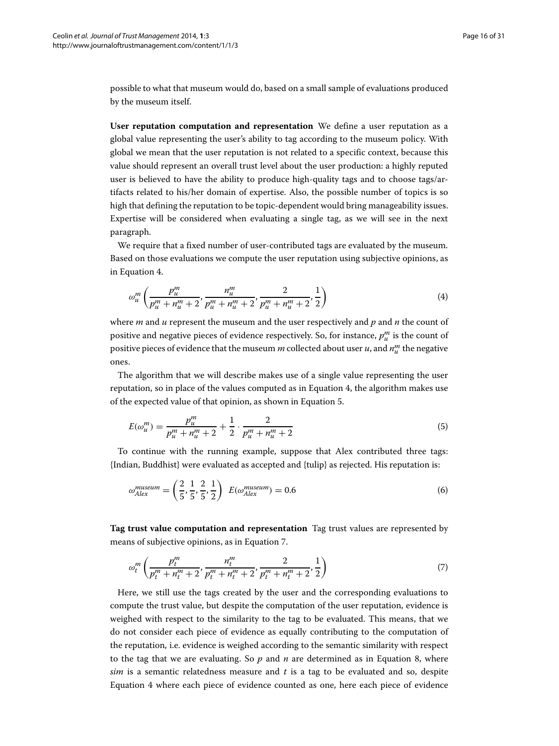possible to what that museum would do, based on a small sample of evaluations produced by the museum itself.

**User reputation computation and representation** We define a user reputation as a global value representing the user's ability to tag according to the museum policy. With global we mean that the user reputation is not related to a specific context, because this value should represent an overall trust level about the user production: a highly reputed user is believed to have the ability to produce high-quality tags and to choose tags/artifacts related to his/her domain of expertise. Also, the possible number of topics is so high that defining the reputation to be topic-dependent would bring manageability issues. Expertise will be considered when evaluating a single tag, as we will see in the next paragraph.

We require that a fixed number of user-contributed tags are evaluated by the museum. Based on those evaluations we compute the user reputation using subjective opinions, as in Equation 4.

$$\omega_u^m \left( \frac{p_u^m}{p_u^m + n_u^m + 2}, \frac{n_u^m}{p_u^m + n_u^m + 2}, \frac{2}{p_u^m + n_u^m + 2}, \frac{1}{2} \right) \tag{4}$$

where $m$ and $u$ represent the museum and the user respectively and $p$ and $n$ the count of positive and negative pieces of evidence respectively. So, for instance, $p_u^m$ is the count of positive pieces of evidence that the museum $m$ collected about user $u$, and $n_u^m$ the negative ones.

The algorithm that we will describe makes use of a single value representing the user reputation, so in place of the values computed as in Equation 4, the algorithm makes use of the expected value of that opinion, as shown in Equation 5.

$$E(\omega_u^m) = \frac{p_u^m}{p_u^m + n_u^m + 2} + \frac{1}{2} \cdot \frac{2}{p_u^m + n_u^m + 2} \tag{5}$$

To continue with the running example, suppose that Alex contributed three tags: {Indian, Buddhist} were evaluated as accepted and {tulip} as rejected. His reputation is:

$$\omega_{Alex}^{museum} = \left( \frac{2}{5}, \frac{1}{5}, \frac{2}{5}, \frac{1}{2} \right) \;\; E(\omega_{Alex}^{museum}) = 0.6 \tag{6}$$

**Tag trust value computation and representation** Tag trust values are represented by means of subjective opinions, as in Equation 7.

$$\omega_t^m \left( \frac{p_t^m}{p_t^m + n_t^m + 2}, \frac{n_t^m}{p_t^m + n_t^m + 2}, \frac{2}{p_t^m + n_t^m + 2}, \frac{1}{2} \right) \tag{7}$$

Here, we still use the tags created by the user and the corresponding evaluations to compute the trust value, but despite the computation of the user reputation, evidence is weighed with respect to the similarity to the tag to be evaluated. This means, that we do not consider each piece of evidence as equally contributing to the computation of the reputation, i.e. evidence is weighed according to the semantic similarity with respect to the tag that we are evaluating. So $p$ and $n$ are determined as in Equation 8, where *sim* is a semantic relatedness measure and $t$ is a tag to be evaluated and so, despite Equation 4 where each piece of evidence counted as one, here each piece of evidence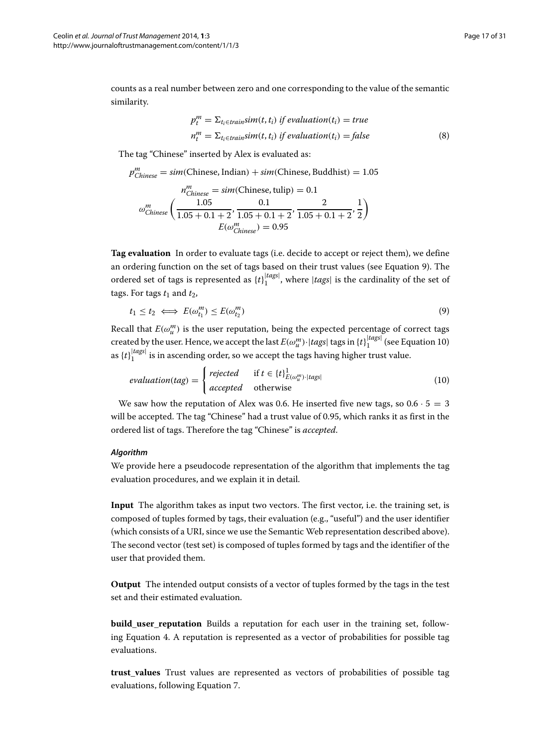counts as a real number between zero and one corresponding to the value of the semantic similarity.

$$
\begin{aligned}
p_t^m &= \Sigma_{t_i \in train} sim(t, t_i) \textit{ if } evaluation(t_i) = true \\
n_t^m &= \Sigma_{t_i \in train} sim(t, t_i) \textit{ if } evaluation(t_i) = false
\end{aligned}
\tag{8}
$$

The tag "Chinese" inserted by Alex is evaluated as:

$$
p_{Chinese}^m = sim(\text{Chinese}, \text{Indian}) + sim(\text{Chinese}, \text{Buddhist}) = 1.05
$$

$$
n_{Chinese}^m = sim(\text{Chinese}, \text{tulip}) = 0.1
$$

$$
\omega_{Chinese}^m \left( \frac{1.05}{1.05 + 0.1 + 2}, \frac{0.1}{1.05 + 0.1 + 2}, \frac{2}{1.05 + 0.1 + 2}, \frac{1}{2} \right)
$$

$$
E(\omega_{Chinese}^m) = 0.95
$$

**Tag evaluation** In order to evaluate tags (i.e. decide to accept or reject them), we define an ordering function on the set of tags based on their trust values (see Equation 9). The ordered set of tags is represented as $\{t\}_1^{|tags|}$, where $|tags|$ is the cardinality of the set of tags. For tags $t_1$ and $t_2$,

$$
t_1 \leq t_2 \iff E(\omega_{t_1}^m) \leq E(\omega_{t_2}^m) \tag{9}
$$

Recall that $E(\omega_u^m)$ is the user reputation, being the expected percentage of correct tags created by the user. Hence, we accept the last $E(\omega_u^m) \cdot |tags|$ tags in $\{t\}_1^{|tags|}$ (see Equation 10) as $\{t\}_1^{|tags|}$ is in ascending order, so we accept the tags having higher trust value.

$$
evaluation(tag) = \begin{cases} rejected & \text{if } t \in \{t\}_{E(\omega_u^m) \cdot |tags|}^1 \\ accepted & \text{otherwise} \end{cases} \tag{10}
$$

We saw how the reputation of Alex was 0.6. He inserted five new tags, so $0.6 \cdot 5 = 3$ will be accepted. The tag "Chinese" had a trust value of 0.95, which ranks it as first in the ordered list of tags. Therefore the tag "Chinese" is *accepted*.

### *Algorithm*

We provide here a pseudocode representation of the algorithm that implements the tag evaluation procedures, and we explain it in detail.

**Input** The algorithm takes as input two vectors. The first vector, i.e. the training set, is composed of tuples formed by tags, their evaluation (e.g., "useful") and the user identifier (which consists of a URI, since we use the Semantic Web representation described above). The second vector (test set) is composed of tuples formed by tags and the identifier of the user that provided them.

**Output** The intended output consists of a vector of tuples formed by the tags in the test set and their estimated evaluation.

**build_user_reputation** Builds a reputation for each user in the training set, following Equation 4. A reputation is represented as a vector of probabilities for possible tag evaluations.

**trust_values** Trust values are represented as vectors of probabilities of possible tag evaluations, following Equation 7.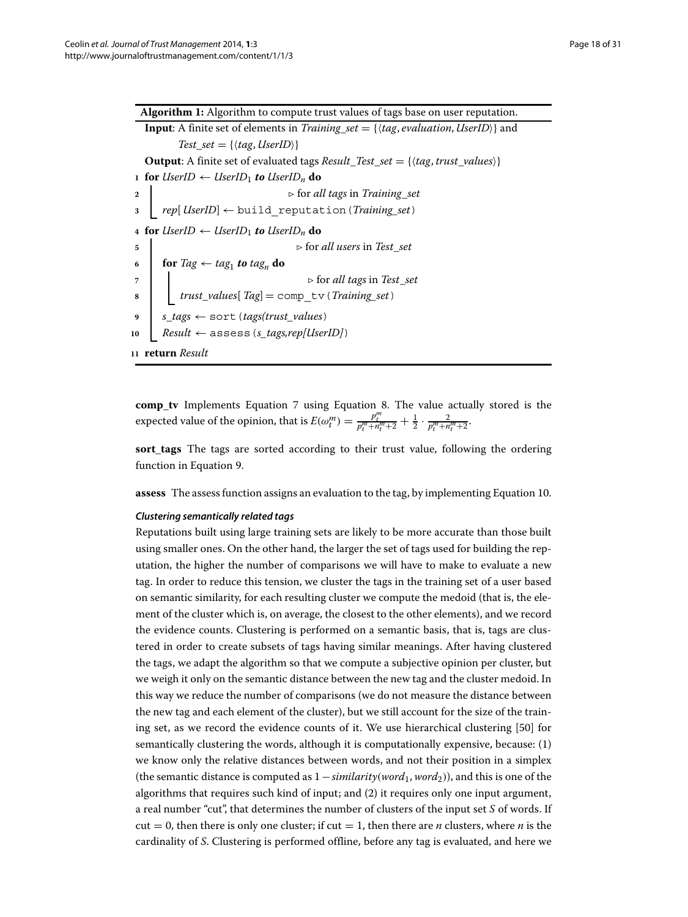**Algorithm 1:** Algorithm to compute trust values of tags base on user reputation.

**Input**: A finite set of elements in $Training\_set = \{\langle tag, evaluation, UserID\rangle\}$ and $Test\_set = \{\langle tag, UserID\rangle\}$

**Output**: A finite set of evaluated tags $Result\_Test\_set = \{\langle tag, trust\_values\rangle\}$

```
1  for UserID ← UserID_1 to UserID_n do
2      ▷ for all tags in Training_set
3      rep[UserID] ← build_reputation(Training_set)
4  for UserID ← UserID_1 to UserID_n do
5      ▷ for all users in Test_set
6      for Tag ← tag_1 to tag_n do
7          ▷ for all tags in Test_set
8          trust_values[Tag] = comp_tv(Training_set)
9      s_tags ← sort(tags(trust_values))
10     Result ← assess(s_tags,rep[UserID])
11 return Result
```

**comp_tv** Implements Equation 7 using Equation 8. The value actually stored is the expected value of the opinion, that is $E(\omega_t^m) = \frac{p_t^m}{p_t^m + n_t^m + 2} + \frac{1}{2} \cdot \frac{2}{p_t^m + n_t^m + 2}$.

**sort_tags** The tags are sorted according to their trust value, following the ordering function in Equation 9.

**assess** The assess function assigns an evaluation to the tag, by implementing Equation 10.

#### *Clustering semantically related tags*

Reputations built using large training sets are likely to be more accurate than those built using smaller ones. On the other hand, the larger the set of tags used for building the reputation, the higher the number of comparisons we will have to make to evaluate a new tag. In order to reduce this tension, we cluster the tags in the training set of a user based on semantic similarity, for each resulting cluster we compute the medoid (that is, the element of the cluster which is, on average, the closest to the other elements), and we record the evidence counts. Clustering is performed on a semantic basis, that is, tags are clustered in order to create subsets of tags having similar meanings. After having clustered the tags, we adapt the algorithm so that we compute a subjective opinion per cluster, but we weigh it only on the semantic distance between the new tag and the cluster medoid. In this way we reduce the number of comparisons (we do not measure the distance between the new tag and each element of the cluster), but we still account for the size of the training set, as we record the evidence counts of it. We use hierarchical clustering [50] for semantically clustering the words, although it is computationally expensive, because: (1) we know only the relative distances between words, and not their position in a simplex (the semantic distance is computed as $1 - similarity(word_1, word_2)$), and this is one of the algorithms that requires such kind of input; and (2) it requires only one input argument, a real number "cut", that determines the number of clusters of the input set $S$ of words. If cut $= 0$, then there is only one cluster; if cut $= 1$, then there are $n$ clusters, where $n$ is the cardinality of $S$. Clustering is performed offline, before any tag is evaluated, and here we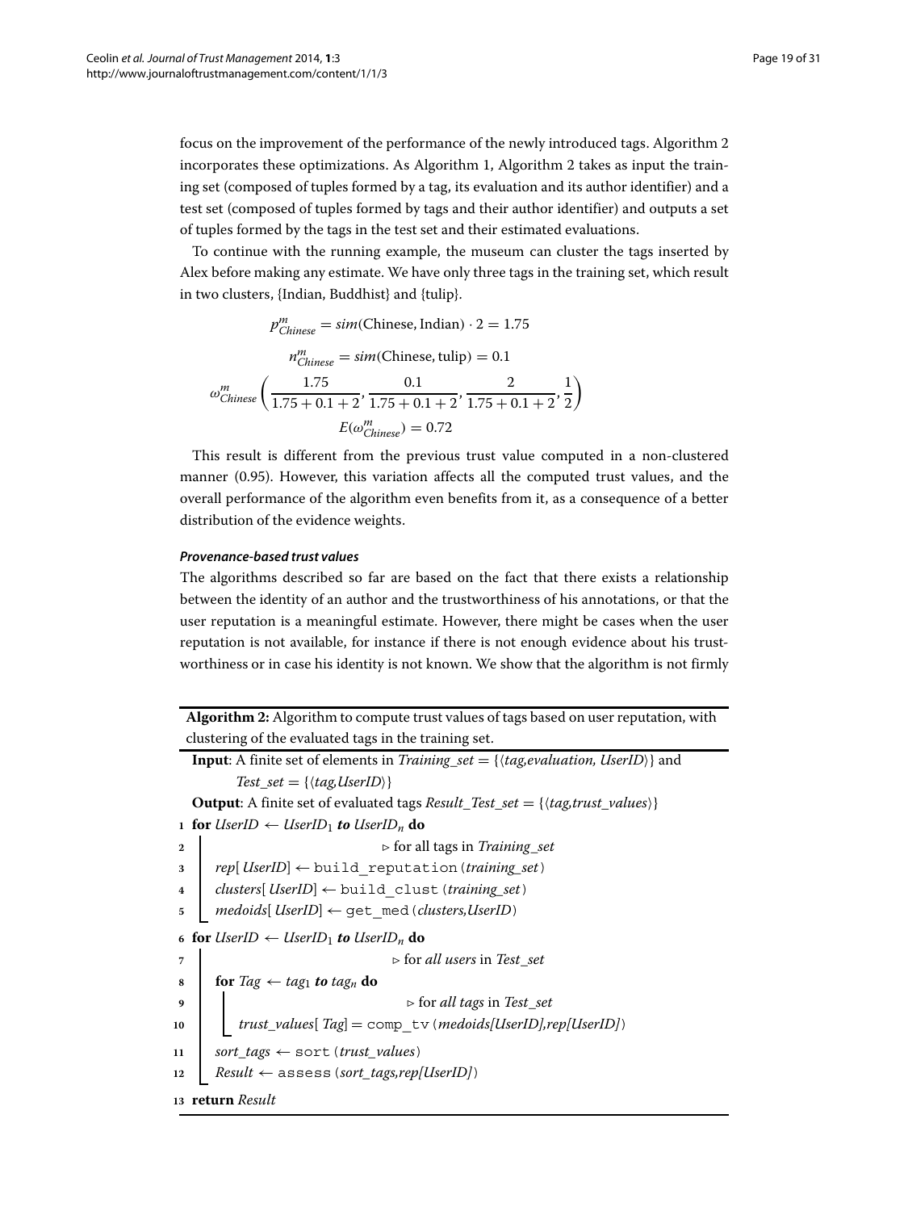focus on the improvement of the performance of the newly introduced tags. Algorithm 2 incorporates these optimizations. As Algorithm 1, Algorithm 2 takes as input the training set (composed of tuples formed by a tag, its evaluation and its author identifier) and a test set (composed of tuples formed by tags and their author identifier) and outputs a set of tuples formed by the tags in the test set and their estimated evaluations.

To continue with the running example, the museum can cluster the tags inserted by Alex before making any estimate. We have only three tags in the training set, which result in two clusters, {Indian, Buddhist} and {tulip}.

$$p^m_{Chinese} = sim(\text{Chinese}, \text{Indian}) \cdot 2 = 1.75$$

$$n^m_{Chinese} = sim(\text{Chinese}, \text{tulip}) = 0.1$$

$$\omega^m_{Chinese}\left(\frac{1.75}{1.75+0.1+2}, \frac{0.1}{1.75+0.1+2}, \frac{2}{1.75+0.1+2}, \frac{1}{2}\right)$$

$$E(\omega^m_{Chinese}) = 0.72$$

This result is different from the previous trust value computed in a non-clustered manner (0.95). However, this variation affects all the computed trust values, and the overall performance of the algorithm even benefits from it, as a consequence of a better distribution of the evidence weights.

#### *Provenance-based trust values*

The algorithms described so far are based on the fact that there exists a relationship between the identity of an author and the trustworthiness of his annotations, or that the user reputation is a meaningful estimate. However, there might be cases when the user reputation is not available, for instance if there is not enough evidence about his trustworthiness or in case his identity is not known. We show that the algorithm is not firmly

**Algorithm 2:** Algorithm to compute trust values of tags based on user reputation, with clustering of the evaluated tags in the training set.

**Input**: A finite set of elements in *Training_set* = {⟨*tag,evaluation, UserID*⟩} and *Test_set* = {⟨*tag,UserID*⟩}

**Output**: A finite set of evaluated tags *Result_Test_set* = {⟨*tag,trust_values*⟩}

```
1  for UserID ← UserID_1 to UserID_n do
2      ▷ for all tags in Training_set
3      rep[UserID] ← build_reputation(training_set)
4      clusters[UserID] ← build_clust(training_set)
5      medoids[UserID] ← get_med(clusters,UserID)
6  for UserID ← UserID_1 to UserID_n do
7      ▷ for all users in Test_set
8      for Tag ← tag_1 to tag_n do
9          ▷ for all tags in Test_set
10         trust_values[Tag] = comp_tv(medoids[UserID],rep[UserID])
11     sort_tags ← sort(trust_values)
12     Result ← assess(sort_tags,rep[UserID])
13 return Result
```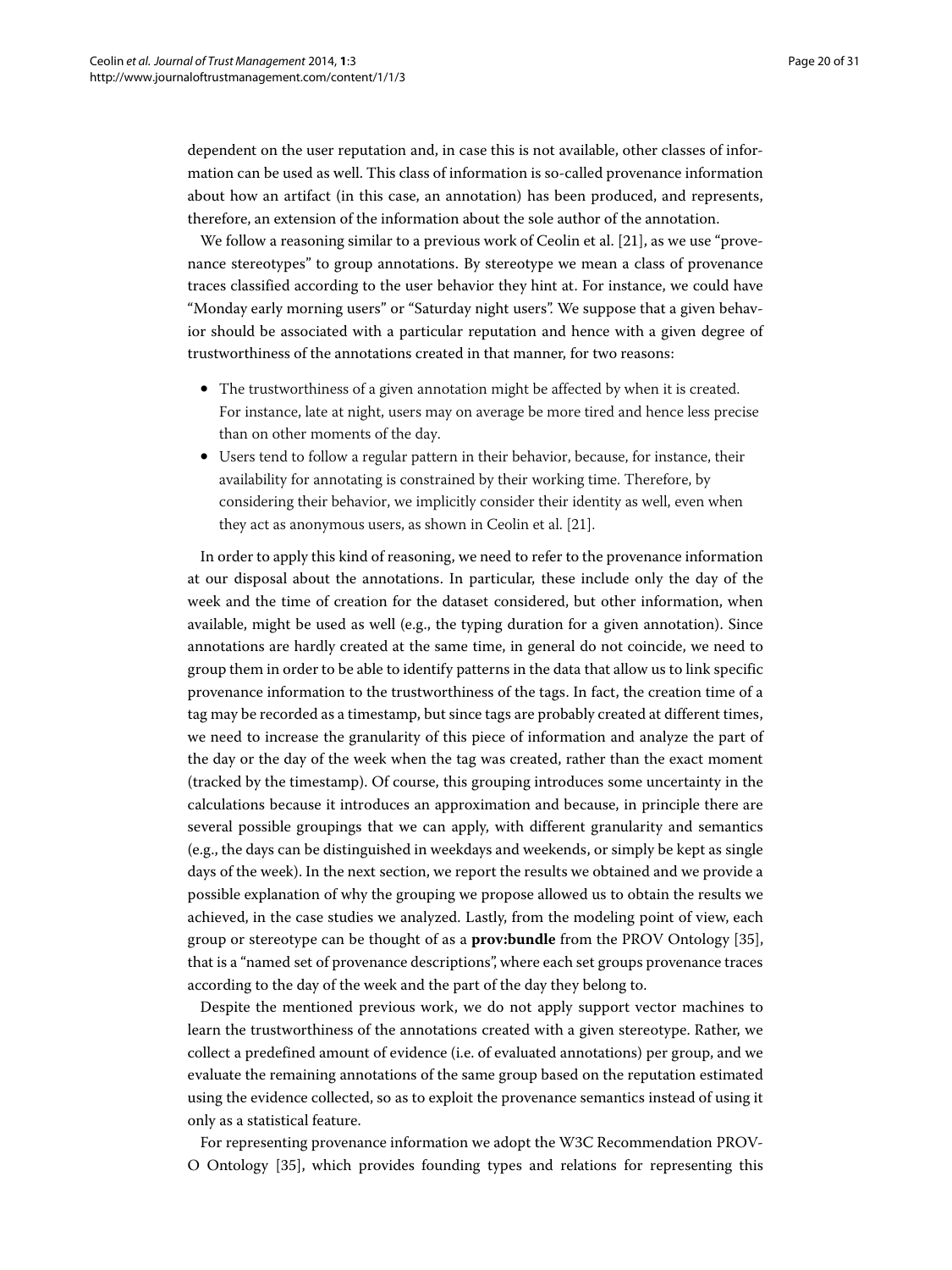dependent on the user reputation and, in case this is not available, other classes of information can be used as well. This class of information is so-called provenance information about how an artifact (in this case, an annotation) has been produced, and represents, therefore, an extension of the information about the sole author of the annotation.

We follow a reasoning similar to a previous work of Ceolin et al. [21], as we use "provenance stereotypes" to group annotations. By stereotype we mean a class of provenance traces classified according to the user behavior they hint at. For instance, we could have "Monday early morning users" or "Saturday night users". We suppose that a given behavior should be associated with a particular reputation and hence with a given degree of trustworthiness of the annotations created in that manner, for two reasons:

- The trustworthiness of a given annotation might be affected by when it is created. For instance, late at night, users may on average be more tired and hence less precise than on other moments of the day.
- Users tend to follow a regular pattern in their behavior, because, for instance, their availability for annotating is constrained by their working time. Therefore, by considering their behavior, we implicitly consider their identity as well, even when they act as anonymous users, as shown in Ceolin et al. [21].

In order to apply this kind of reasoning, we need to refer to the provenance information at our disposal about the annotations. In particular, these include only the day of the week and the time of creation for the dataset considered, but other information, when available, might be used as well (e.g., the typing duration for a given annotation). Since annotations are hardly created at the same time, in general do not coincide, we need to group them in order to be able to identify patterns in the data that allow us to link specific provenance information to the trustworthiness of the tags. In fact, the creation time of a tag may be recorded as a timestamp, but since tags are probably created at different times, we need to increase the granularity of this piece of information and analyze the part of the day or the day of the week when the tag was created, rather than the exact moment (tracked by the timestamp). Of course, this grouping introduces some uncertainty in the calculations because it introduces an approximation and because, in principle there are several possible groupings that we can apply, with different granularity and semantics (e.g., the days can be distinguished in weekdays and weekends, or simply be kept as single days of the week). In the next section, we report the results we obtained and we provide a possible explanation of why the grouping we propose allowed us to obtain the results we achieved, in the case studies we analyzed. Lastly, from the modeling point of view, each group or stereotype can be thought of as a **prov:bundle** from the PROV Ontology [35], that is a "named set of provenance descriptions", where each set groups provenance traces according to the day of the week and the part of the day they belong to.

Despite the mentioned previous work, we do not apply support vector machines to learn the trustworthiness of the annotations created with a given stereotype. Rather, we collect a predefined amount of evidence (i.e. of evaluated annotations) per group, and we evaluate the remaining annotations of the same group based on the reputation estimated using the evidence collected, so as to exploit the provenance semantics instead of using it only as a statistical feature.

For representing provenance information we adopt the W3C Recommendation PROV-O Ontology [35], which provides founding types and relations for representing this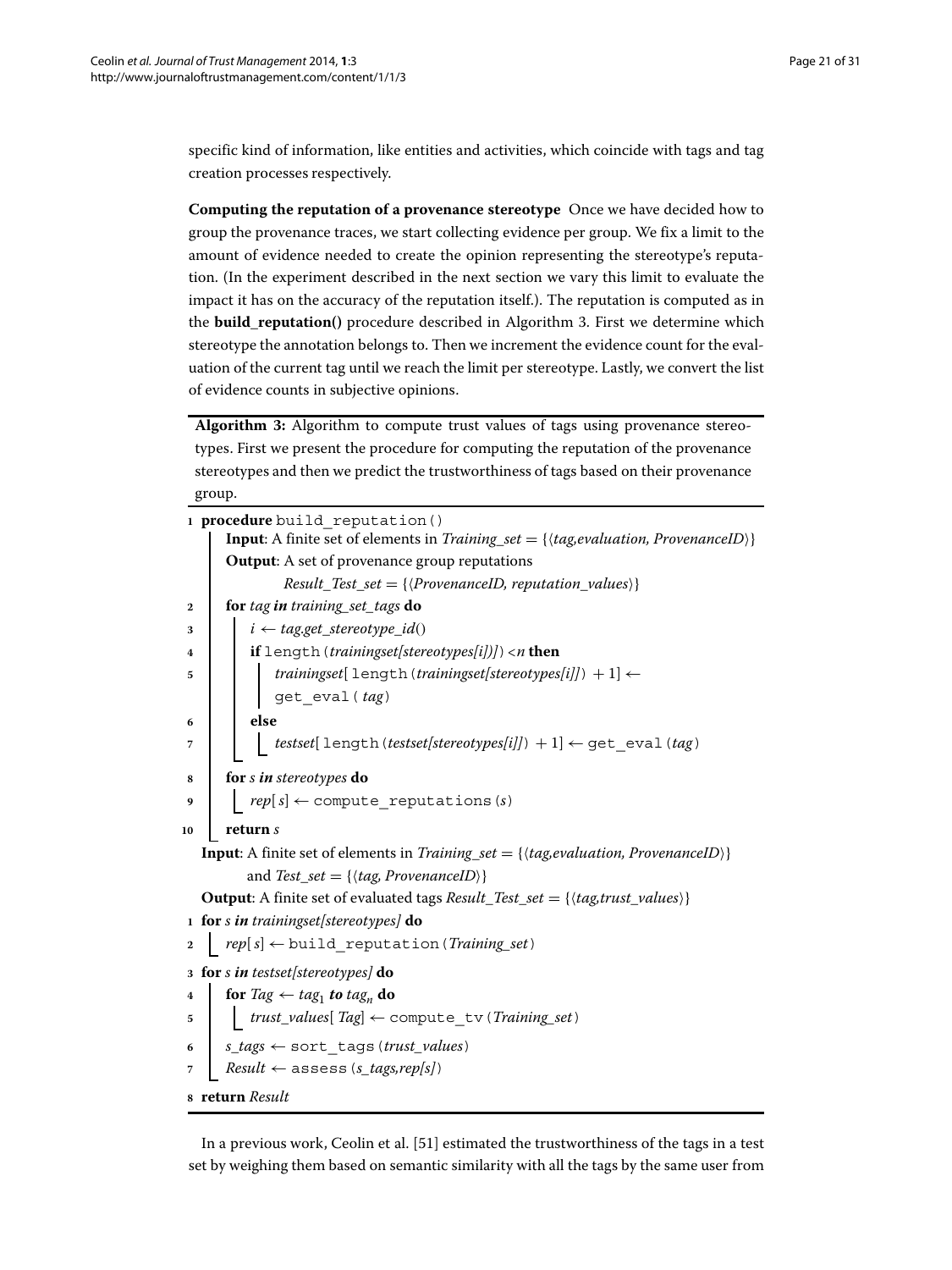specific kind of information, like entities and activities, which coincide with tags and tag creation processes respectively.

**Computing the reputation of a provenance stereotype** Once we have decided how to group the provenance traces, we start collecting evidence per group. We fix a limit to the amount of evidence needed to create the opinion representing the stereotype's reputation. (In the experiment described in the next section we vary this limit to evaluate the impact it has on the accuracy of the reputation itself.). The reputation is computed as in the **build_reputation()** procedure described in Algorithm 3. First we determine which stereotype the annotation belongs to. Then we increment the evidence count for the evaluation of the current tag until we reach the limit per stereotype. Lastly, we convert the list of evidence counts in subjective opinions.

**Algorithm 3:** Algorithm to compute trust values of tags using provenance stereotypes. First we present the procedure for computing the reputation of the provenance stereotypes and then we predict the trustworthiness of tags based on their provenance group.

```
1  procedure build_reputation()
     Input: A finite set of elements in Training_set = {⟨tag,evaluation, ProvenanceID⟩}
     Output: A set of provenance group reputations
             Result_Test_set = {⟨ProvenanceID, reputation_values⟩}
2    for tag in training_set_tags do
3      i ← tag.get_stereotype_id()
4      if length(trainingset[stereotypes[i]])) < n then
5        trainingset[length(trainingset[stereotypes[i]]) + 1] ←
         get_eval(tag)
6      else
7        testset[length(testset[stereotypes[i]]) + 1] ← get_eval(tag)
8    for s in stereotypes do
9      rep[s] ← compute_reputations(s)
10   return s

   Input: A finite set of elements in Training_set = {⟨tag,evaluation, ProvenanceID⟩}
          and Test_set = {⟨tag, ProvenanceID⟩}
   Output: A finite set of evaluated tags Result_Test_set = {⟨tag,trust_values⟩}
1  for s in trainingset[stereotypes] do
2    rep[s] ← build_reputation(Training_set)
3  for s in testset[stereotypes] do
4    for Tag ← tag_1 to tag_n do
5      trust_values[Tag] ← compute_tv(Training_set)
6    s_tags ← sort_tags(trust_values)
7    Result ← assess(s_tags,rep[s])
8  return Result
```

In a previous work, Ceolin et al. [51] estimated the trustworthiness of the tags in a test set by weighing them based on semantic similarity with all the tags by the same user from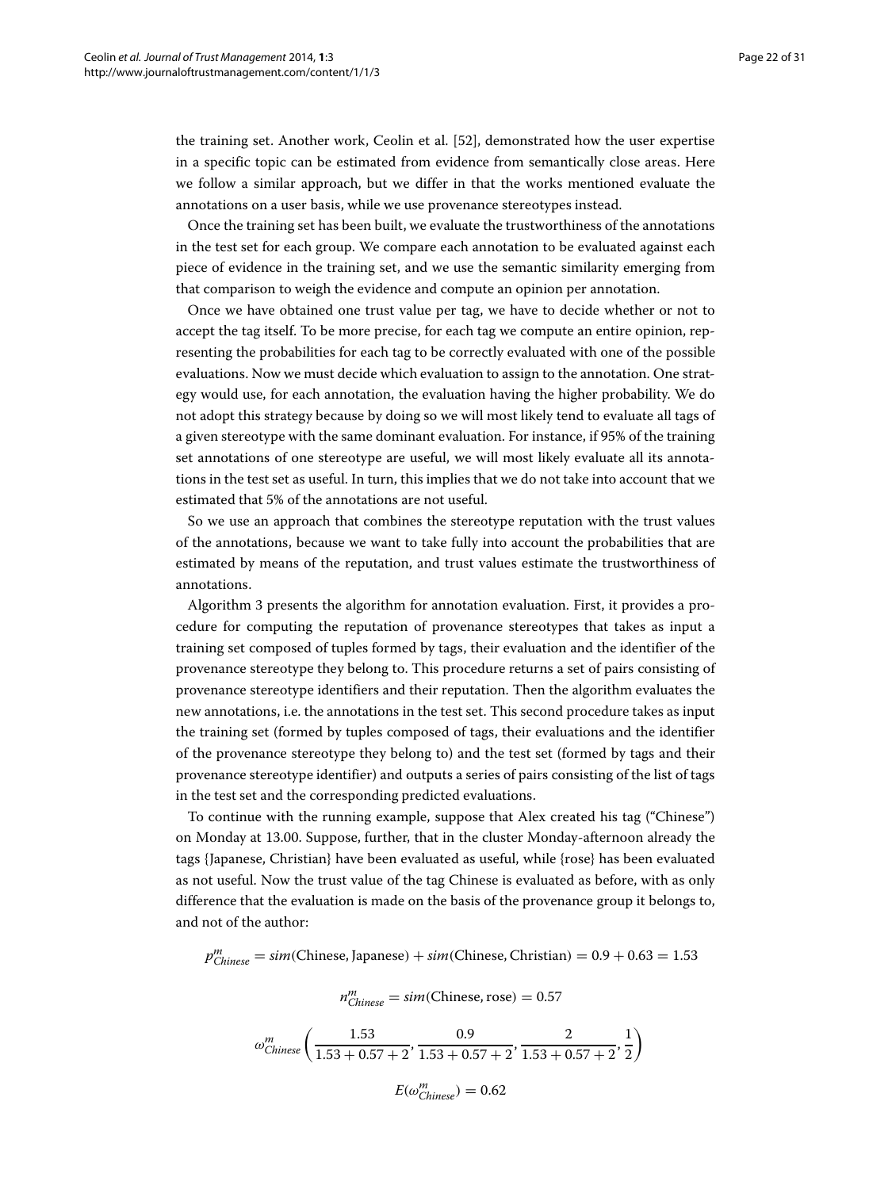the training set. Another work, Ceolin et al. [52], demonstrated how the user expertise in a specific topic can be estimated from evidence from semantically close areas. Here we follow a similar approach, but we differ in that the works mentioned evaluate the annotations on a user basis, while we use provenance stereotypes instead.

Once the training set has been built, we evaluate the trustworthiness of the annotations in the test set for each group. We compare each annotation to be evaluated against each piece of evidence in the training set, and we use the semantic similarity emerging from that comparison to weigh the evidence and compute an opinion per annotation.

Once we have obtained one trust value per tag, we have to decide whether or not to accept the tag itself. To be more precise, for each tag we compute an entire opinion, representing the probabilities for each tag to be correctly evaluated with one of the possible evaluations. Now we must decide which evaluation to assign to the annotation. One strategy would use, for each annotation, the evaluation having the higher probability. We do not adopt this strategy because by doing so we will most likely tend to evaluate all tags of a given stereotype with the same dominant evaluation. For instance, if 95% of the training set annotations of one stereotype are useful, we will most likely evaluate all its annotations in the test set as useful. In turn, this implies that we do not take into account that we estimated that 5% of the annotations are not useful.

So we use an approach that combines the stereotype reputation with the trust values of the annotations, because we want to take fully into account the probabilities that are estimated by means of the reputation, and trust values estimate the trustworthiness of annotations.

Algorithm 3 presents the algorithm for annotation evaluation. First, it provides a procedure for computing the reputation of provenance stereotypes that takes as input a training set composed of tuples formed by tags, their evaluation and the identifier of the provenance stereotype they belong to. This procedure returns a set of pairs consisting of provenance stereotype identifiers and their reputation. Then the algorithm evaluates the new annotations, i.e. the annotations in the test set. This second procedure takes as input the training set (formed by tuples composed of tags, their evaluations and the identifier of the provenance stereotype they belong to) and the test set (formed by tags and their provenance stereotype identifier) and outputs a series of pairs consisting of the list of tags in the test set and the corresponding predicted evaluations.

To continue with the running example, suppose that Alex created his tag ("Chinese") on Monday at 13.00. Suppose, further, that in the cluster Monday-afternoon already the tags {Japanese, Christian} have been evaluated as useful, while {rose} has been evaluated as not useful. Now the trust value of the tag Chinese is evaluated as before, with as only difference that the evaluation is made on the basis of the provenance group it belongs to, and not of the author:

$$p^{m}_{Chinese} = sim(\text{Chinese, Japanese}) + sim(\text{Chinese, Christian}) = 0.9 + 0.63 = 1.53$$

$$n^{m}_{Chinese} = sim(\text{Chinese, rose}) = 0.57$$

$$\omega^{m}_{Chinese}\left(\frac{1.53}{1.53+0.57+2}, \frac{0.9}{1.53+0.57+2}, \frac{2}{1.53+0.57+2}, \frac{1}{2}\right)$$

$$E(\omega^{m}_{Chinese}) = 0.62$$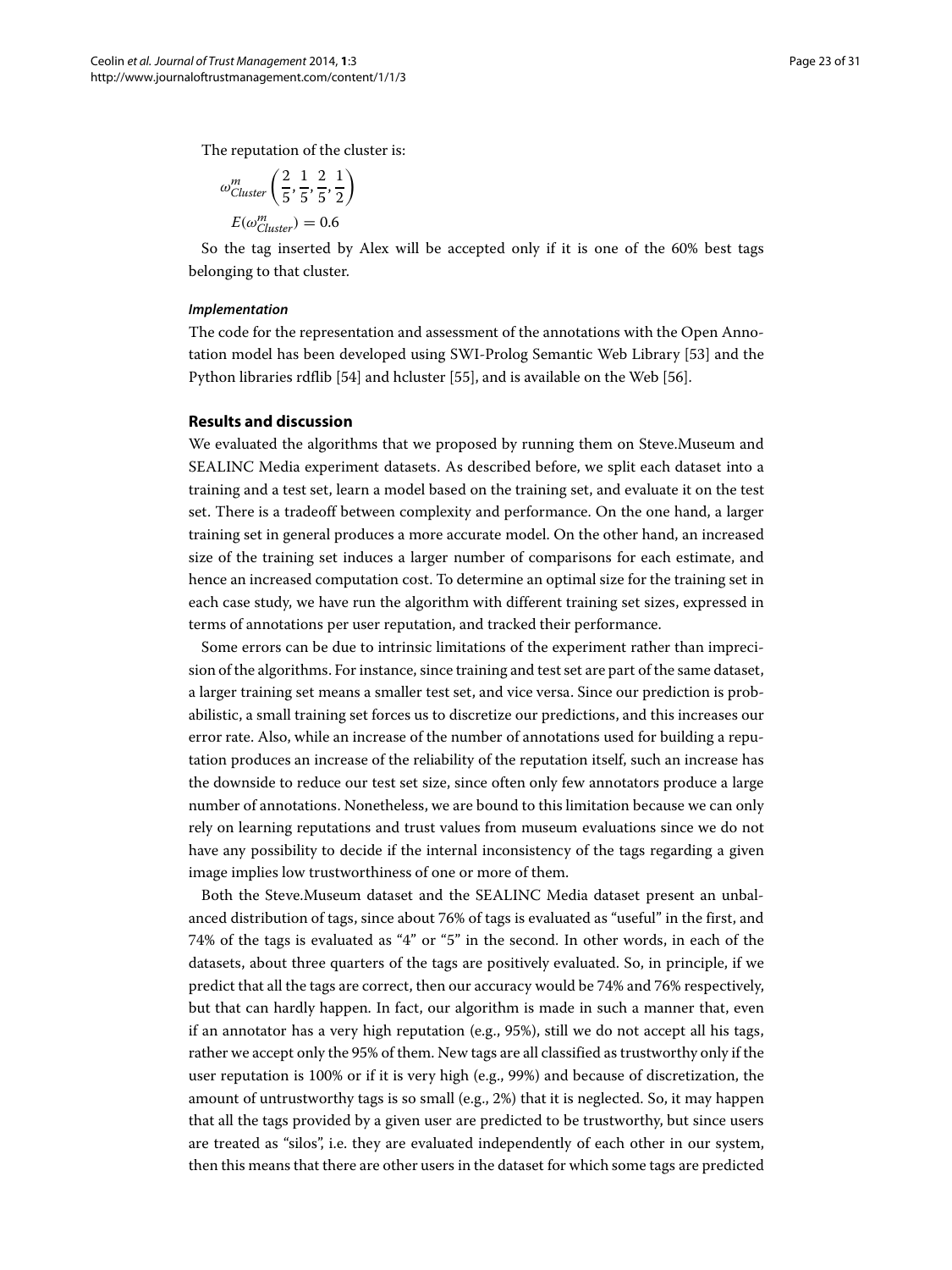The reputation of the cluster is:

$$\omega^{m}_{Cluster}\left(\frac{2}{5},\frac{1}{5},\frac{2}{5},\frac{1}{2}\right)$$

$$E(\omega^{m}_{Cluster}) = 0.6$$

So the tag inserted by Alex will be accepted only if it is one of the 60% best tags belonging to that cluster.

#### *Implementation*

The code for the representation and assessment of the annotations with the Open Annotation model has been developed using SWI-Prolog Semantic Web Library [53] and the Python libraries rdflib [54] and hcluster [55], and is available on the Web [56].

## Results and discussion

We evaluated the algorithms that we proposed by running them on Steve.Museum and SEALINC Media experiment datasets. As described before, we split each dataset into a training and a test set, learn a model based on the training set, and evaluate it on the test set. There is a tradeoff between complexity and performance. On the one hand, a larger training set in general produces a more accurate model. On the other hand, an increased size of the training set induces a larger number of comparisons for each estimate, and hence an increased computation cost. To determine an optimal size for the training set in each case study, we have run the algorithm with different training set sizes, expressed in terms of annotations per user reputation, and tracked their performance.

Some errors can be due to intrinsic limitations of the experiment rather than imprecision of the algorithms. For instance, since training and test set are part of the same dataset, a larger training set means a smaller test set, and vice versa. Since our prediction is probabilistic, a small training set forces us to discretize our predictions, and this increases our error rate. Also, while an increase of the number of annotations used for building a reputation produces an increase of the reliability of the reputation itself, such an increase has the downside to reduce our test set size, since often only few annotators produce a large number of annotations. Nonetheless, we are bound to this limitation because we can only rely on learning reputations and trust values from museum evaluations since we do not have any possibility to decide if the internal inconsistency of the tags regarding a given image implies low trustworthiness of one or more of them.

Both the Steve.Museum dataset and the SEALINC Media dataset present an unbalanced distribution of tags, since about 76% of tags is evaluated as "useful" in the first, and 74% of the tags is evaluated as "4" or "5" in the second. In other words, in each of the datasets, about three quarters of the tags are positively evaluated. So, in principle, if we predict that all the tags are correct, then our accuracy would be 74% and 76% respectively, but that can hardly happen. In fact, our algorithm is made in such a manner that, even if an annotator has a very high reputation (e.g., 95%), still we do not accept all his tags, rather we accept only the 95% of them. New tags are all classified as trustworthy only if the user reputation is 100% or if it is very high (e.g., 99%) and because of discretization, the amount of untrustworthy tags is so small (e.g., 2%) that it is neglected. So, it may happen that all the tags provided by a given user are predicted to be trustworthy, but since users are treated as "silos", i.e. they are evaluated independently of each other in our system, then this means that there are other users in the dataset for which some tags are predicted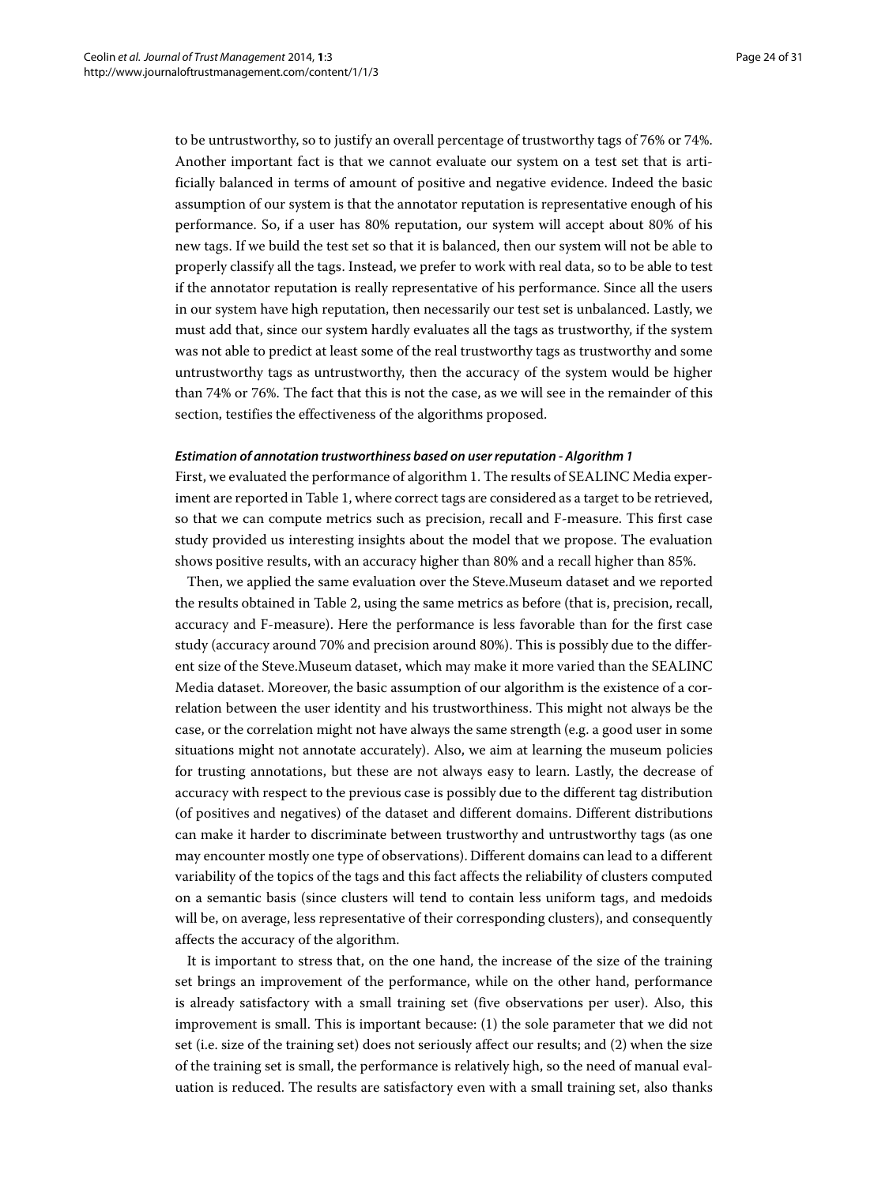to be untrustworthy, so to justify an overall percentage of trustworthy tags of 76% or 74%. Another important fact is that we cannot evaluate our system on a test set that is artificially balanced in terms of amount of positive and negative evidence. Indeed the basic assumption of our system is that the annotator reputation is representative enough of his performance. So, if a user has 80% reputation, our system will accept about 80% of his new tags. If we build the test set so that it is balanced, then our system will not be able to properly classify all the tags. Instead, we prefer to work with real data, so to be able to test if the annotator reputation is really representative of his performance. Since all the users in our system have high reputation, then necessarily our test set is unbalanced. Lastly, we must add that, since our system hardly evaluates all the tags as trustworthy, if the system was not able to predict at least some of the real trustworthy tags as trustworthy and some untrustworthy tags as untrustworthy, then the accuracy of the system would be higher than 74% or 76%. The fact that this is not the case, as we will see in the remainder of this section, testifies the effectiveness of the algorithms proposed.

#### *Estimation of annotation trustworthiness based on user reputation - Algorithm 1*

First, we evaluated the performance of algorithm 1. The results of SEALINC Media experiment are reported in Table 1, where correct tags are considered as a target to be retrieved, so that we can compute metrics such as precision, recall and F-measure. This first case study provided us interesting insights about the model that we propose. The evaluation shows positive results, with an accuracy higher than 80% and a recall higher than 85%.

Then, we applied the same evaluation over the Steve.Museum dataset and we reported the results obtained in Table 2, using the same metrics as before (that is, precision, recall, accuracy and F-measure). Here the performance is less favorable than for the first case study (accuracy around 70% and precision around 80%). This is possibly due to the different size of the Steve.Museum dataset, which may make it more varied than the SEALINC Media dataset. Moreover, the basic assumption of our algorithm is the existence of a correlation between the user identity and his trustworthiness. This might not always be the case, or the correlation might not have always the same strength (e.g. a good user in some situations might not annotate accurately). Also, we aim at learning the museum policies for trusting annotations, but these are not always easy to learn. Lastly, the decrease of accuracy with respect to the previous case is possibly due to the different tag distribution (of positives and negatives) of the dataset and different domains. Different distributions can make it harder to discriminate between trustworthy and untrustworthy tags (as one may encounter mostly one type of observations). Different domains can lead to a different variability of the topics of the tags and this fact affects the reliability of clusters computed on a semantic basis (since clusters will tend to contain less uniform tags, and medoids will be, on average, less representative of their corresponding clusters), and consequently affects the accuracy of the algorithm.

It is important to stress that, on the one hand, the increase of the size of the training set brings an improvement of the performance, while on the other hand, performance is already satisfactory with a small training set (five observations per user). Also, this improvement is small. This is important because: (1) the sole parameter that we did not set (i.e. size of the training set) does not seriously affect our results; and (2) when the size of the training set is small, the performance is relatively high, so the need of manual evaluation is reduced. The results are satisfactory even with a small training set, also thanks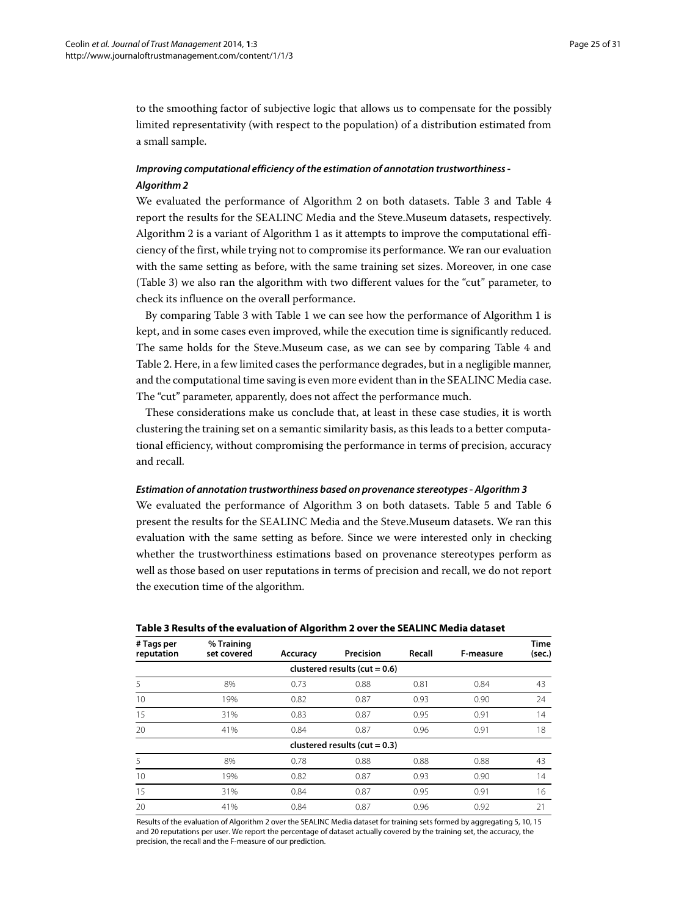to the smoothing factor of subjective logic that allows us to compensate for the possibly limited representativity (with respect to the population) of a distribution estimated from a small sample.

#### *Improving computational efficiency of the estimation of annotation trustworthiness - Algorithm 2*

We evaluated the performance of Algorithm 2 on both datasets. Table 3 and Table 4 report the results for the SEALINC Media and the Steve.Museum datasets, respectively. Algorithm 2 is a variant of Algorithm 1 as it attempts to improve the computational efficiency of the first, while trying not to compromise its performance. We ran our evaluation with the same setting as before, with the same training set sizes. Moreover, in one case (Table 3) we also ran the algorithm with two different values for the "cut" parameter, to check its influence on the overall performance.

By comparing Table 3 with Table 1 we can see how the performance of Algorithm 1 is kept, and in some cases even improved, while the execution time is significantly reduced. The same holds for the Steve.Museum case, as we can see by comparing Table 4 and Table 2. Here, in a few limited cases the performance degrades, but in a negligible manner, and the computational time saving is even more evident than in the SEALINC Media case. The "cut" parameter, apparently, does not affect the performance much.

These considerations make us conclude that, at least in these case studies, it is worth clustering the training set on a semantic similarity basis, as this leads to a better computational efficiency, without compromising the performance in terms of precision, accuracy and recall.

#### *Estimation of annotation trustworthiness based on provenance stereotypes - Algorithm 3*

We evaluated the performance of Algorithm 3 on both datasets. Table 5 and Table 6 present the results for the SEALINC Media and the Steve.Museum datasets. We ran this evaluation with the same setting as before. Since we were interested only in checking whether the trustworthiness estimations based on provenance stereotypes perform as well as those based on user reputations in terms of precision and recall, we do not report the execution time of the algorithm.

**Table 3 Results of the evaluation of Algorithm 2 over the SEALINC Media dataset**

| # Tags per reputation | % Training set covered | Accuracy | Precision | Recall | F-measure | Time (sec.) |
|---|---|---|---|---|---|---|
| | | | **clustered results (cut = 0.6)** | | | |
| 5 | 8% | 0.73 | 0.88 | 0.81 | 0.84 | 43 |
| 10 | 19% | 0.82 | 0.87 | 0.93 | 0.90 | 24 |
| 15 | 31% | 0.83 | 0.87 | 0.95 | 0.91 | 14 |
| 20 | 41% | 0.84 | 0.87 | 0.96 | 0.91 | 18 |
| | | | **clustered results (cut = 0.3)** | | | |
| 5 | 8% | 0.78 | 0.88 | 0.88 | 0.88 | 43 |
| 10 | 19% | 0.82 | 0.87 | 0.93 | 0.90 | 14 |
| 15 | 31% | 0.84 | 0.87 | 0.95 | 0.91 | 16 |
| 20 | 41% | 0.84 | 0.87 | 0.96 | 0.92 | 21 |

Results of the evaluation of Algorithm 2 over the SEALINC Media dataset for training sets formed by aggregating 5, 10, 15 and 20 reputations per user. We report the percentage of dataset actually covered by the training set, the accuracy, the precision, the recall and the F-measure of our prediction.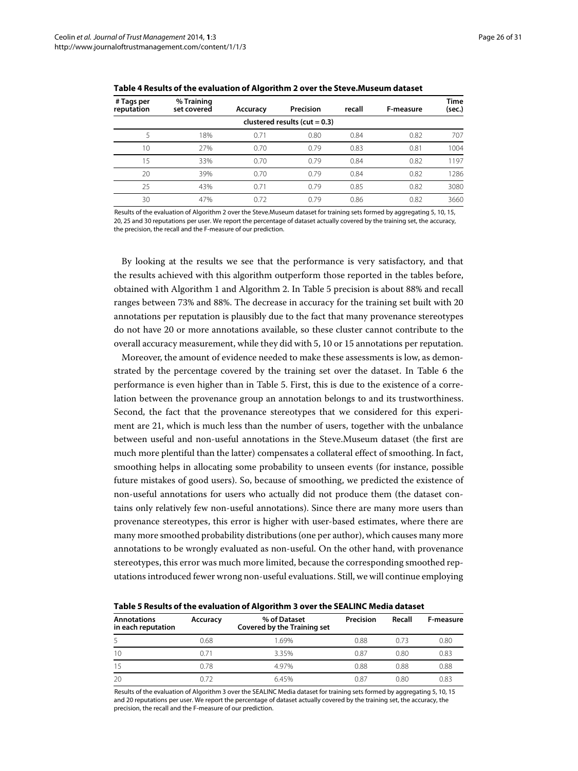**Table 4 Results of the evaluation of Algorithm 2 over the Steve.Museum dataset**

| # Tags per reputation | % Training set covered | Accuracy | Precision | recall | F-measure | Time (sec.) |
|---|---|---|---|---|---|---|
| clustered results (cut = 0.3) | | | | | | |
| 5 | 18% | 0.71 | 0.80 | 0.84 | 0.82 | 707 |
| 10 | 27% | 0.70 | 0.79 | 0.83 | 0.81 | 1004 |
| 15 | 33% | 0.70 | 0.79 | 0.84 | 0.82 | 1197 |
| 20 | 39% | 0.70 | 0.79 | 0.84 | 0.82 | 1286 |
| 25 | 43% | 0.71 | 0.79 | 0.85 | 0.82 | 3080 |
| 30 | 47% | 0.72 | 0.79 | 0.86 | 0.82 | 3660 |

Results of the evaluation of Algorithm 2 over the Steve.Museum dataset for training sets formed by aggregating 5, 10, 15, 20, 25 and 30 reputations per user. We report the percentage of dataset actually covered by the training set, the accuracy, the precision, the recall and the F-measure of our prediction.

By looking at the results we see that the performance is very satisfactory, and that the results achieved with this algorithm outperform those reported in the tables before, obtained with Algorithm 1 and Algorithm 2. In Table 5 precision is about 88% and recall ranges between 73% and 88%. The decrease in accuracy for the training set built with 20 annotations per reputation is plausibly due to the fact that many provenance stereotypes do not have 20 or more annotations available, so these cluster cannot contribute to the overall accuracy measurement, while they did with 5, 10 or 15 annotations per reputation.

Moreover, the amount of evidence needed to make these assessments is low, as demonstrated by the percentage covered by the training set over the dataset. In Table 6 the performance is even higher than in Table 5. First, this is due to the existence of a correlation between the provenance group an annotation belongs to and its trustworthiness. Second, the fact that the provenance stereotypes that we considered for this experiment are 21, which is much less than the number of users, together with the unbalance between useful and non-useful annotations in the Steve.Museum dataset (the first are much more plentiful than the latter) compensates a collateral effect of smoothing. In fact, smoothing helps in allocating some probability to unseen events (for instance, possible future mistakes of good users). So, because of smoothing, we predicted the existence of non-useful annotations for users who actually did not produce them (the dataset contains only relatively few non-useful annotations). Since there are many more users than provenance stereotypes, this error is higher with user-based estimates, where there are many more smoothed probability distributions (one per author), which causes many more annotations to be wrongly evaluated as non-useful. On the other hand, with provenance stereotypes, this error was much more limited, because the corresponding smoothed reputations introduced fewer wrong non-useful evaluations. Still, we will continue employing

**Table 5 Results of the evaluation of Algorithm 3 over the SEALINC Media dataset**

| Annotations in each reputation | Accuracy | % of Dataset Covered by the Training set | Precision | Recall | F-measure |
|---|---|---|---|---|---|
| 5 | 0.68 | 1.69% | 0.88 | 0.73 | 0.80 |
| 10 | 0.71 | 3.35% | 0.87 | 0.80 | 0.83 |
| 15 | 0.78 | 4.97% | 0.88 | 0.88 | 0.88 |
| 20 | 0.72 | 6.45% | 0.87 | 0.80 | 0.83 |

Results of the evaluation of Algorithm 3 over the SEALINC Media dataset for training sets formed by aggregating 5, 10, 15 and 20 reputations per user. We report the percentage of dataset actually covered by the training set, the accuracy, the precision, the recall and the F-measure of our prediction.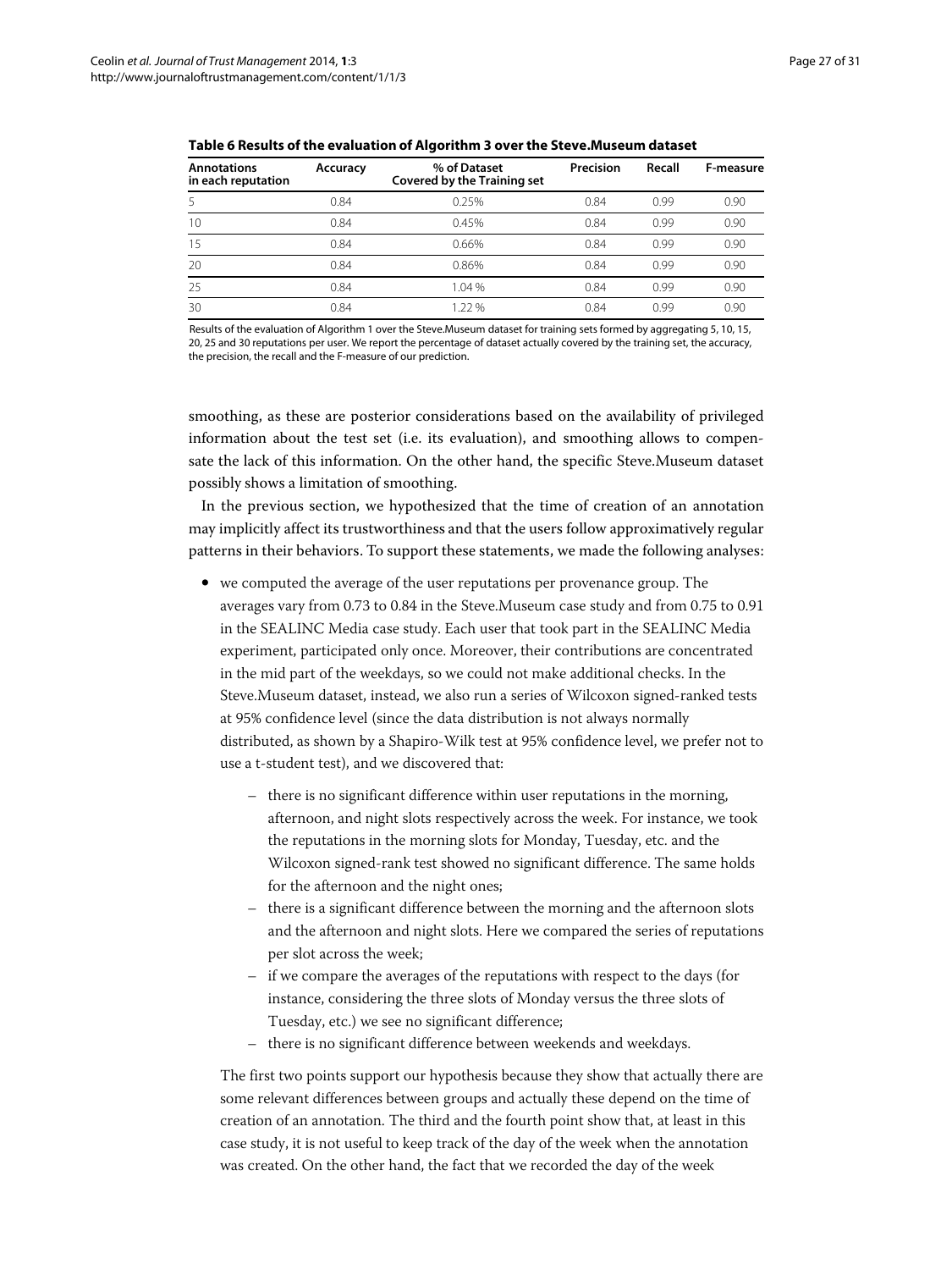**Table 6 Results of the evaluation of Algorithm 3 over the Steve.Museum dataset**

| Annotations in each reputation | Accuracy | % of Dataset Covered by the Training set | Precision | Recall | F-measure |
|---|---|---|---|---|---|
| 5 | 0.84 | 0.25% | 0.84 | 0.99 | 0.90 |
| 10 | 0.84 | 0.45% | 0.84 | 0.99 | 0.90 |
| 15 | 0.84 | 0.66% | 0.84 | 0.99 | 0.90 |
| 20 | 0.84 | 0.86% | 0.84 | 0.99 | 0.90 |
| 25 | 0.84 | 1.04 % | 0.84 | 0.99 | 0.90 |
| 30 | 0.84 | 1.22 % | 0.84 | 0.99 | 0.90 |

Results of the evaluation of Algorithm 1 over the Steve.Museum dataset for training sets formed by aggregating 5, 10, 15, 20, 25 and 30 reputations per user. We report the percentage of dataset actually covered by the training set, the accuracy, the precision, the recall and the F-measure of our prediction.

smoothing, as these are posterior considerations based on the availability of privileged information about the test set (i.e. its evaluation), and smoothing allows to compensate the lack of this information. On the other hand, the specific Steve.Museum dataset possibly shows a limitation of smoothing.

In the previous section, we hypothesized that the time of creation of an annotation may implicitly affect its trustworthiness and that the users follow approximatively regular patterns in their behaviors. To support these statements, we made the following analyses:

- we computed the average of the user reputations per provenance group. The averages vary from 0.73 to 0.84 in the Steve.Museum case study and from 0.75 to 0.91 in the SEALINC Media case study. Each user that took part in the SEALINC Media experiment, participated only once. Moreover, their contributions are concentrated in the mid part of the weekdays, so we could not make additional checks. In the Steve.Museum dataset, instead, we also run a series of Wilcoxon signed-ranked tests at 95% confidence level (since the data distribution is not always normally distributed, as shown by a Shapiro-Wilk test at 95% confidence level, we prefer not to use a t-student test), and we discovered that:
  - there is no significant difference within user reputations in the morning, afternoon, and night slots respectively across the week. For instance, we took the reputations in the morning slots for Monday, Tuesday, etc. and the Wilcoxon signed-rank test showed no significant difference. The same holds for the afternoon and the night ones;
  - there is a significant difference between the morning and the afternoon slots and the afternoon and night slots. Here we compared the series of reputations per slot across the week;
  - if we compare the averages of the reputations with respect to the days (for instance, considering the three slots of Monday versus the three slots of Tuesday, etc.) we see no significant difference;
  - there is no significant difference between weekends and weekdays.

  The first two points support our hypothesis because they show that actually there are some relevant differences between groups and actually these depend on the time of creation of an annotation. The third and the fourth point show that, at least in this case study, it is not useful to keep track of the day of the week when the annotation was created. On the other hand, the fact that we recorded the day of the week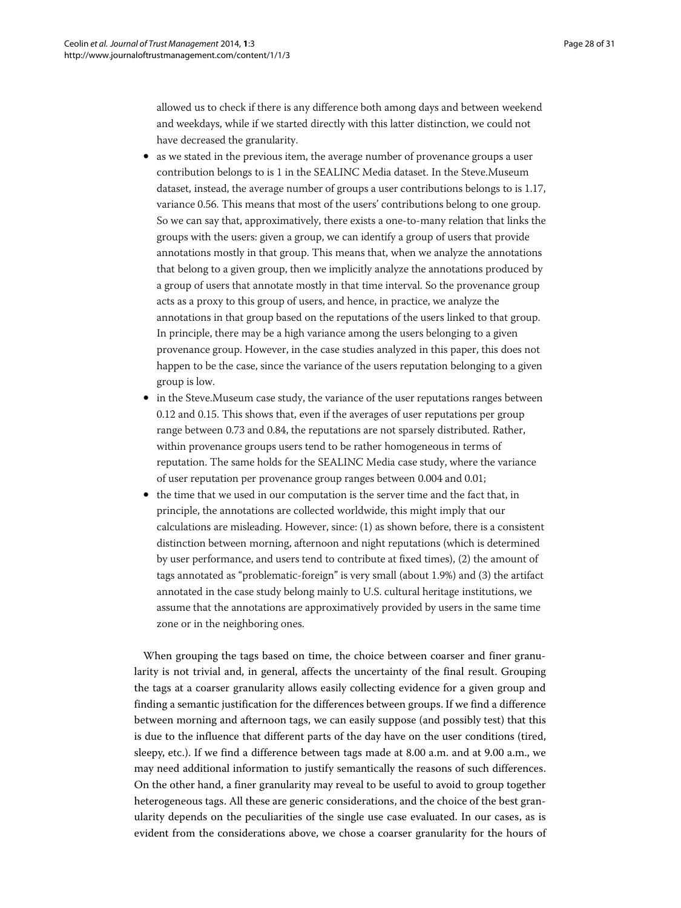allowed us to check if there is any difference both among days and between weekend and weekdays, while if we started directly with this latter distinction, we could not have decreased the granularity.

- as we stated in the previous item, the average number of provenance groups a user contribution belongs to is 1 in the SEALINC Media dataset. In the Steve.Museum dataset, instead, the average number of groups a user contributions belongs to is 1.17, variance 0.56. This means that most of the users' contributions belong to one group. So we can say that, approximatively, there exists a one-to-many relation that links the groups with the users: given a group, we can identify a group of users that provide annotations mostly in that group. This means that, when we analyze the annotations that belong to a given group, then we implicitly analyze the annotations produced by a group of users that annotate mostly in that time interval. So the provenance group acts as a proxy to this group of users, and hence, in practice, we analyze the annotations in that group based on the reputations of the users linked to that group. In principle, there may be a high variance among the users belonging to a given provenance group. However, in the case studies analyzed in this paper, this does not happen to be the case, since the variance of the users reputation belonging to a given group is low.
- in the Steve.Museum case study, the variance of the user reputations ranges between 0.12 and 0.15. This shows that, even if the averages of user reputations per group range between 0.73 and 0.84, the reputations are not sparsely distributed. Rather, within provenance groups users tend to be rather homogeneous in terms of reputation. The same holds for the SEALINC Media case study, where the variance of user reputation per provenance group ranges between 0.004 and 0.01;
- the time that we used in our computation is the server time and the fact that, in principle, the annotations are collected worldwide, this might imply that our calculations are misleading. However, since: (1) as shown before, there is a consistent distinction between morning, afternoon and night reputations (which is determined by user performance, and users tend to contribute at fixed times), (2) the amount of tags annotated as "problematic-foreign" is very small (about 1.9%) and (3) the artifact annotated in the case study belong mainly to U.S. cultural heritage institutions, we assume that the annotations are approximatively provided by users in the same time zone or in the neighboring ones.

When grouping the tags based on time, the choice between coarser and finer granularity is not trivial and, in general, affects the uncertainty of the final result. Grouping the tags at a coarser granularity allows easily collecting evidence for a given group and finding a semantic justification for the differences between groups. If we find a difference between morning and afternoon tags, we can easily suppose (and possibly test) that this is due to the influence that different parts of the day have on the user conditions (tired, sleepy, etc.). If we find a difference between tags made at 8.00 a.m. and at 9.00 a.m., we may need additional information to justify semantically the reasons of such differences. On the other hand, a finer granularity may reveal to be useful to avoid to group together heterogeneous tags. All these are generic considerations, and the choice of the best granularity depends on the peculiarities of the single use case evaluated. In our cases, as is evident from the considerations above, we chose a coarser granularity for the hours of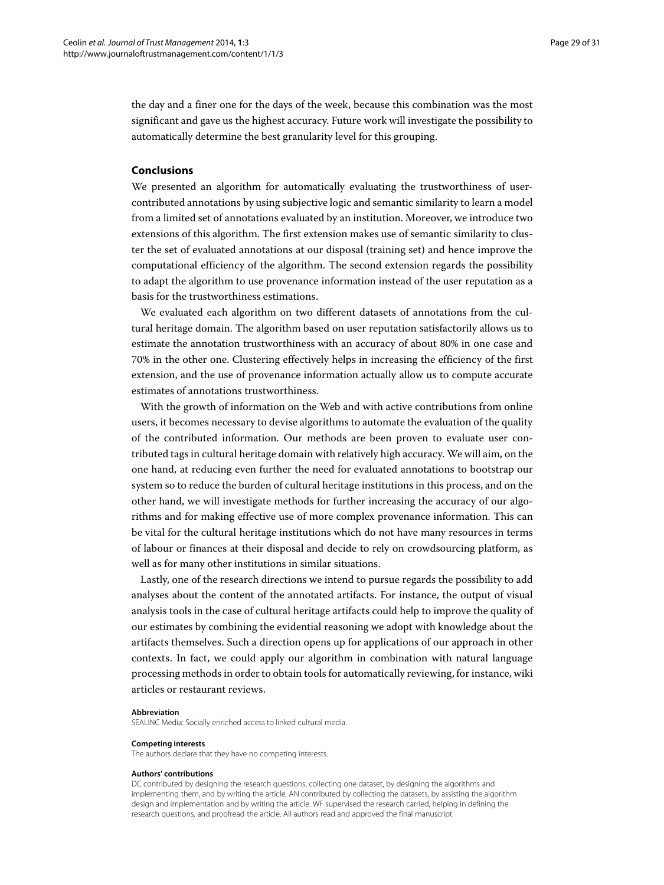the day and a finer one for the days of the week, because this combination was the most significant and gave us the highest accuracy. Future work will investigate the possibility to automatically determine the best granularity level for this grouping.

## Conclusions

We presented an algorithm for automatically evaluating the trustworthiness of user-contributed annotations by using subjective logic and semantic similarity to learn a model from a limited set of annotations evaluated by an institution. Moreover, we introduce two extensions of this algorithm. The first extension makes use of semantic similarity to cluster the set of evaluated annotations at our disposal (training set) and hence improve the computational efficiency of the algorithm. The second extension regards the possibility to adapt the algorithm to use provenance information instead of the user reputation as a basis for the trustworthiness estimations.

We evaluated each algorithm on two different datasets of annotations from the cultural heritage domain. The algorithm based on user reputation satisfactorily allows us to estimate the annotation trustworthiness with an accuracy of about 80% in one case and 70% in the other one. Clustering effectively helps in increasing the efficiency of the first extension, and the use of provenance information actually allow us to compute accurate estimates of annotations trustworthiness.

With the growth of information on the Web and with active contributions from online users, it becomes necessary to devise algorithms to automate the evaluation of the quality of the contributed information. Our methods are been proven to evaluate user contributed tags in cultural heritage domain with relatively high accuracy. We will aim, on the one hand, at reducing even further the need for evaluated annotations to bootstrap our system so to reduce the burden of cultural heritage institutions in this process, and on the other hand, we will investigate methods for further increasing the accuracy of our algorithms and for making effective use of more complex provenance information. This can be vital for the cultural heritage institutions which do not have many resources in terms of labour or finances at their disposal and decide to rely on crowdsourcing platform, as well as for many other institutions in similar situations.

Lastly, one of the research directions we intend to pursue regards the possibility to add analyses about the content of the annotated artifacts. For instance, the output of visual analysis tools in the case of cultural heritage artifacts could help to improve the quality of our estimates by combining the evidential reasoning we adopt with knowledge about the artifacts themselves. Such a direction opens up for applications of our approach in other contexts. In fact, we could apply our algorithm in combination with natural language processing methods in order to obtain tools for automatically reviewing, for instance, wiki articles or restaurant reviews.

#### Abbreviation

SEALINC Media: Socially enriched access to linked cultural media.

#### Competing interests

The authors declare that they have no competing interests.

#### Authors' contributions

DC contributed by designing the research questions, collecting one dataset, by designing the algorithms and implementing them, and by writing the article. AN contributed by collecting the datasets, by assisting the algorithm design and implementation and by writing the article. WF supervised the research carried, helping in defining the research questions, and proofread the article. All authors read and approved the final manuscript.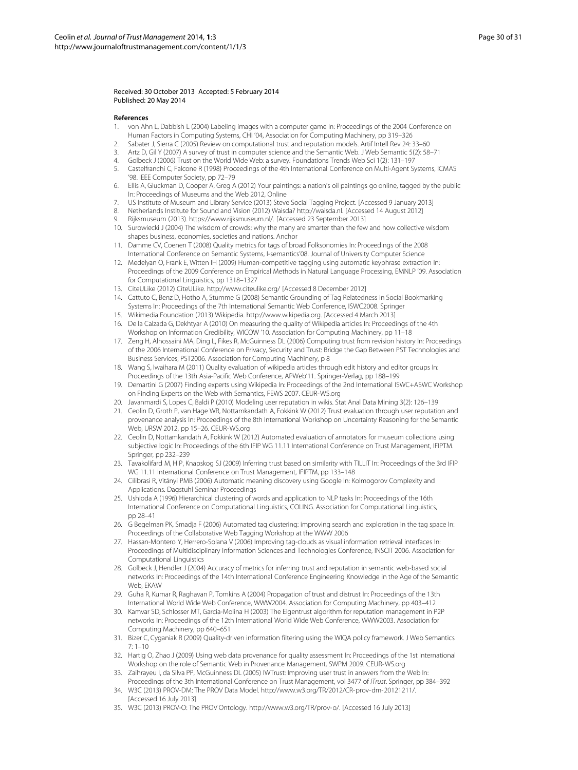Received: 30 October 2013 Accepted: 5 February 2014
Published: 20 May 2014

## References

1. von Ahn L, Dabbish L (2004) Labeling images with a computer game In: Proceedings of the 2004 Conference on Human Factors in Computing Systems, CHI '04, Association for Computing Machinery, pp 319–326
2. Sabater J, Sierra C (2005) Review on computational trust and reputation models. Artif Intell Rev 24: 33–60
3. Artz D, Gil Y (2007) A survey of trust in computer science and the Semantic Web. J Web Semantic 5(2): 58–71
4. Golbeck J (2006) Trust on the World Wide Web: a survey. Foundations Trends Web Sci 1(2): 131–197
5. Castelfranchi C, Falcone R (1998) Proceedings of the 4th International Conference on Multi-Agent Systems, ICMAS '98. IEEE Computer Society, pp 72–79
6. Ellis A, Gluckman D, Cooper A, Greg A (2012) Your paintings: a nation's oil paintings go online, tagged by the public In: Proceedings of Museums and the Web 2012, Online
7. US Institute of Museum and Library Service (2013) Steve Social Tagging Project. [Accessed 9 January 2013]
8. Netherlands Institute for Sound and Vision (2012) Waisda? http://waisda.nl. [Accessed 14 August 2012]
9. Rijksmuseum (2013). https://www.rijksmuseum.nl/. [Accessed 23 September 2013]
10. Surowiecki J (2004) The wisdom of crowds: why the many are smarter than the few and how collective wisdom shapes business, economies, societies and nations. Anchor
11. Damme CV, Coenen T (2008) Quality metrics for tags of broad Folksonomies In: Proceedings of the 2008 International Conference on Semantic Systems, I-semantics'08. Journal of University Computer Science
12. Medelyan O, Frank E, Witten IH (2009) Human-competitive tagging using automatic keyphrase extraction In: Proceedings of the 2009 Conference on Empirical Methods in Natural Language Processing, EMNLP '09. Association for Computational Linguistics, pp 1318–1327
13. CiteULike (2012) CiteULike. http://www.citeulike.org/ [Accessed 8 December 2012]
14. Cattuto C, Benz D, Hotho A, Stumme G (2008) Semantic Grounding of Tag Relatedness in Social Bookmarking Systems In: Proceedings of the 7th International Semantic Web Conference, ISWC2008. Springer
15. Wikimedia Foundation (2013) Wikipedia. http://www.wikipedia.org. [Accessed 4 March 2013]
16. De la Calzada G, Dekhtyar A (2010) On measuring the quality of Wikipedia articles In: Proceedings of the 4th Workshop on Information Credibility, WICOW '10. Association for Computing Machinery, pp 11–18
17. Zeng H, Alhossaini MA, Ding L, Fikes R, McGuinness DL (2006) Computing trust from revision history In: Proceedings of the 2006 International Conference on Privacy, Security and Trust: Bridge the Gap Between PST Technologies and Business Services, PST2006. Association for Computing Machinery, p 8
18. Wang S, Iwaihara M (2011) Quality evaluation of wikipedia articles through edit history and editor groups In: Proceedings of the 13th Asia-Pacific Web Conference, APWeb'11. Springer-Verlag, pp 188–199
19. Demartini G (2007) Finding experts using Wikipedia In: Proceedings of the 2nd International ISWC+ASWC Workshop on Finding Experts on the Web with Semantics, FEWS 2007. CEUR-WS.org
20. Javanmardi S, Lopes C, Baldi P (2010) Modeling user reputation in wikis. Stat Anal Data Mining 3(2): 126–139
21. Ceolin D, Groth P, van Hage WR, Nottamkandath A, Fokkink W (2012) Trust evaluation through user reputation and provenance analysis In: Proceedings of the 8th International Workshop on Uncertainty Reasoning for the Semantic Web, URSW 2012, pp 15–26. CEUR-WS.org
22. Ceolin D, Nottamkandath A, Fokkink W (2012) Automated evaluation of annotators for museum collections using subjective logic In: Proceedings of the 6th IFIP WG 11.11 International Conference on Trust Management, IFIPTM. Springer, pp 232–239
23. Tavakolifard M, H P, Knapskog SJ (2009) Inferring trust based on similarity with TILLIT In: Proceedings of the 3rd IFIP WG 11.11 International Conference on Trust Management, IFIPTM, pp 133–148
24. Cilibrasi R, Vitányi PMB (2006) Automatic meaning discovery using Google In: Kolmogorov Complexity and Applications. Dagstuhl Seminar Proceedings
25. Ushioda A (1996) Hierarchical clustering of words and application to NLP tasks In: Proceedings of the 16th International Conference on Computational Linguistics, COLING. Association for Computational Linguistics, pp 28–41
26. G Begelman PK, Smadja F (2006) Automated tag clustering: improving search and exploration in the tag space In: Proceedings of the Collaborative Web Tagging Workshop at the WWW 2006
27. Hassan-Montero Y, Herrero-Solana V (2006) Improving tag-clouds as visual information retrieval interfaces In: Proceedings of Multidisciplinary Information Sciences and Technologies Conference, INSCIT 2006. Association for Computational Linguistics
28. Golbeck J, Hendler J (2004) Accuracy of metrics for inferring trust and reputation in semantic web-based social networks In: Proceedings of the 14th International Conference Engineering Knowledge in the Age of the Semantic Web, EKAW
29. Guha R, Kumar R, Raghavan P, Tomkins A (2004) Propagation of trust and distrust In: Proceedings of the 13th International World Wide Web Conference, WWW2004. Association for Computing Machinery, pp 403–412
30. Kamvar SD, Schlosser MT, Garcia-Molina H (2003) The Eigentrust algorithm for reputation management in P2P networks In: Proceedings of the 12th International World Wide Web Conference, WWW2003. Association for Computing Machinery, pp 640–651
31. Bizer C, Cyganiak R (2009) Quality-driven information filtering using the WIQA policy framework. J Web Semantics 7: 1–10
32. Hartig O, Zhao J (2009) Using web data provenance for quality assessment In: Proceedings of the 1st International Workshop on the role of Semantic Web in Provenance Management, SWPM 2009. CEUR-WS.org
33. Zaihrayeu I, da Silva PP, McGuinness DL (2005) IWTrust: Improving user trust in answers from the Web In: Proceedings of the 3th International Conference on Trust Management, vol 3477 of *iTrust*. Springer, pp 384–392
34. W3C (2013) PROV-DM: The PROV Data Model. http://www.w3.org/TR/2012/CR-prov-dm-20121211/. [Accessed 16 July 2013]
35. W3C (2013) PROV-O: The PROV Ontology. http://www.w3.org/TR/prov-o/. [Accessed 16 July 2013]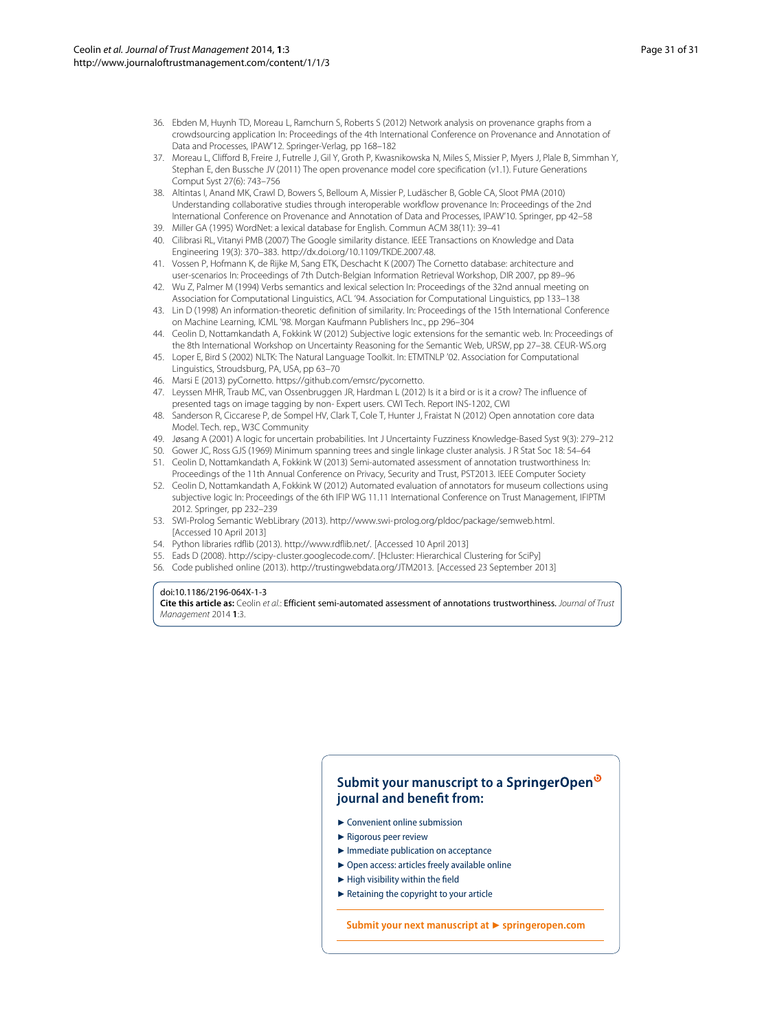36. Ebden M, Huynh TD, Moreau L, Ramchurn S, Roberts S (2012) Network analysis on provenance graphs from a crowdsourcing application In: Proceedings of the 4th International Conference on Provenance and Annotation of Data and Processes, IPAW'12. Springer-Verlag, pp 168–182
37. Moreau L, Clifford B, Freire J, Futrelle J, Gil Y, Groth P, Kwasnikowska N, Miles S, Missier P, Myers J, Plale B, Simmhan Y, Stephan E, den Bussche JV (2011) The open provenance model core specification (v1.1). Future Generations Comput Syst 27(6): 743–756
38. Altintas I, Anand MK, Crawl D, Bowers S, Belloum A, Missier P, Ludäscher B, Goble CA, Sloot PMA (2010) Understanding collaborative studies through interoperable workflow provenance In: Proceedings of the 2nd International Conference on Provenance and Annotation of Data and Processes, IPAW'10. Springer, pp 42–58
39. Miller GA (1995) WordNet: a lexical database for English. Commun ACM 38(11): 39–41
40. Cilibrasi RL, Vitanyi PMB (2007) The Google similarity distance. IEEE Transactions on Knowledge and Data Engineering 19(3): 370–383. http://dx.doi.org/10.1109/TKDE.2007.48.
41. Vossen P, Hofmann K, de Rijke M, Sang ETK, Deschacht K (2007) The Cornetto database: architecture and user-scenarios In: Proceedings of 7th Dutch-Belgian Information Retrieval Workshop, DIR 2007, pp 89–96
42. Wu Z, Palmer M (1994) Verbs semantics and lexical selection In: Proceedings of the 32nd annual meeting on Association for Computational Linguistics, ACL '94. Association for Computational Linguistics, pp 133–138
43. Lin D (1998) An information-theoretic definition of similarity. In: Proceedings of the 15th International Conference on Machine Learning, ICML '98. Morgan Kaufmann Publishers Inc., pp 296–304
44. Ceolin D, Nottamkandath A, Fokkink W (2012) Subjective logic extensions for the semantic web. In: Proceedings of the 8th International Workshop on Uncertainty Reasoning for the Semantic Web, URSW, pp 27–38. CEUR-WS.org
45. Loper E, Bird S (2002) NLTK: The Natural Language Toolkit. In: ETMTNLP '02. Association for Computational Linguistics, Stroudsburg, PA, USA, pp 63–70
46. Marsi E (2013) pyCornetto. https://github.com/emsrc/pycornetto.
47. Leyssen MHR, Traub MC, van Ossenbruggen JR, Hardman L (2012) Is it a bird or is it a crow? The influence of presented tags on image tagging by non- Expert users. CWI Tech. Report INS-1202, CWI
48. Sanderson R, Ciccarese P, de Sompel HV, Clark T, Cole T, Hunter J, Fraistat N (2012) Open annotation core data Model. Tech. rep., W3C Community
49. Jøsang A (2001) A logic for uncertain probabilities. Int J Uncertainty Fuzziness Knowledge-Based Syst 9(3): 279–212
50. Gower JC, Ross GJS (1969) Minimum spanning trees and single linkage cluster analysis. J R Stat Soc 18: 54–64
51. Ceolin D, Nottamkandath A, Fokkink W (2013) Semi-automated assessment of annotation trustworthiness In: Proceedings of the 11th Annual Conference on Privacy, Security and Trust, PST2013. IEEE Computer Society
52. Ceolin D, Nottamkandath A, Fokkink W (2012) Automated evaluation of annotators for museum collections using subjective logic In: Proceedings of the 6th IFIP WG 11.11 International Conference on Trust Management, IFIPTM 2012. Springer, pp 232–239
53. SWI-Prolog Semantic WebLibrary (2013). http://www.swi-prolog.org/pldoc/package/semweb.html. [Accessed 10 April 2013]
54. Python libraries rdflib (2013). http://www.rdflib.net/. [Accessed 10 April 2013]
55. Eads D (2008). http://scipy-cluster.googlecode.com/. [Hcluster: Hierarchical Clustering for SciPy]
56. Code published online (2013). http://trustingwebdata.org/JTM2013. [Accessed 23 September 2013]

doi:10.1186/2196-064X-1-3

**Cite this article as:** Ceolin *et al.*: Efficient semi-automated assessment of annotations trustworthiness. *Journal of Trust Management* 2014 **1**:3.

**Submit your manuscript to a SpringerOpen journal and benefit from:**

- ► Convenient online submission
- ► Rigorous peer review
- ► Immediate publication on acceptance
- ► Open access: articles freely available online
- ► High visibility within the field
- ► Retaining the copyright to your article

**Submit your next manuscript at ► springeropen.com**